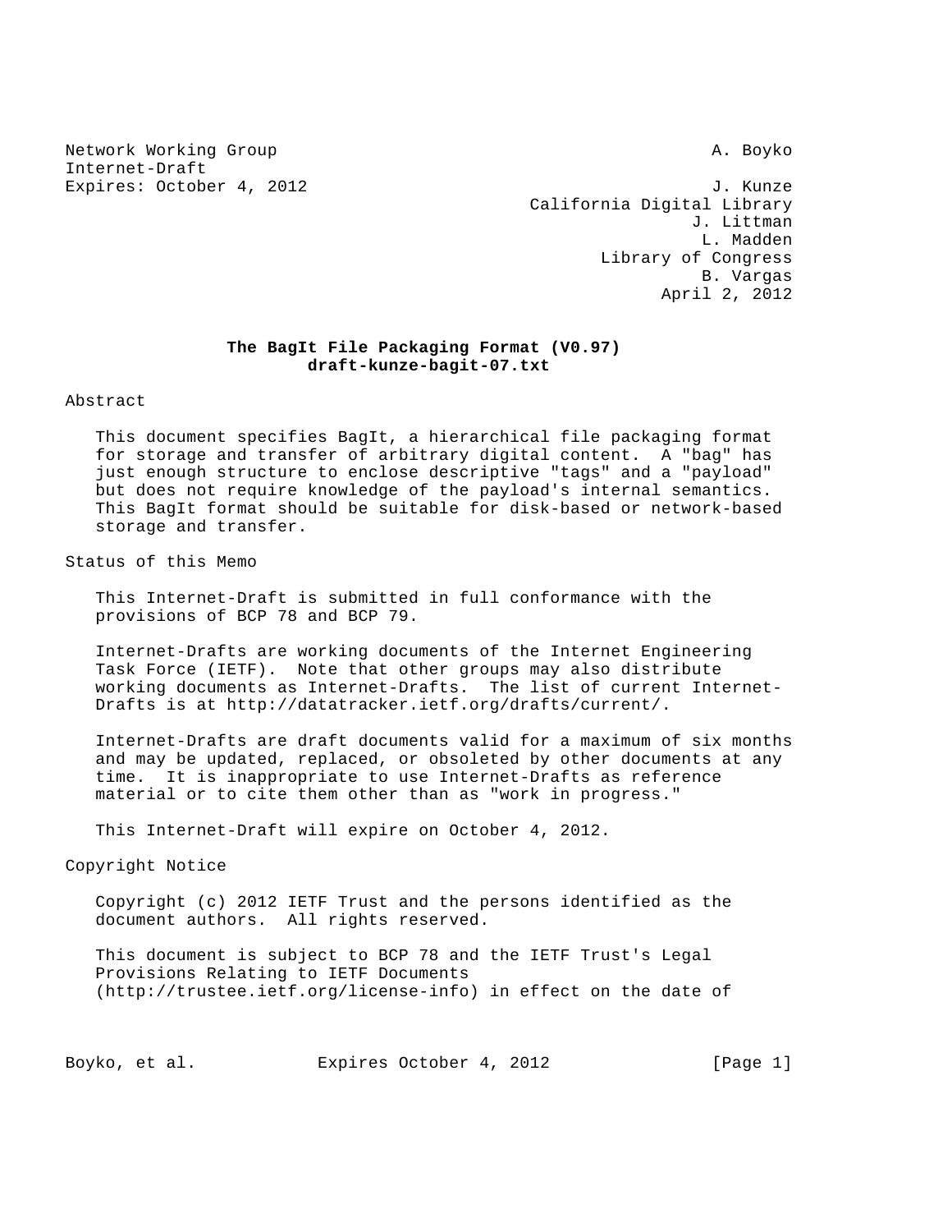Network Working Group A. Boyko
Internet-Draft
Expires: October 4, 2012 J. Kunze
California Digital Library
J. Littman
L. Madden
Library of Congress
B. Vargas
April 2, 2012

# The BagIt File Packaging Format (V0.97)
## draft-kunze-bagit-07.txt

Abstract

This document specifies BagIt, a hierarchical file packaging format for storage and transfer of arbitrary digital content. A "bag" has just enough structure to enclose descriptive "tags" and a "payload" but does not require knowledge of the payload's internal semantics. This BagIt format should be suitable for disk-based or network-based storage and transfer.

Status of this Memo

This Internet-Draft is submitted in full conformance with the provisions of BCP 78 and BCP 79.

Internet-Drafts are working documents of the Internet Engineering Task Force (IETF). Note that other groups may also distribute working documents as Internet-Drafts. The list of current Internet-Drafts is at http://datatracker.ietf.org/drafts/current/.

Internet-Drafts are draft documents valid for a maximum of six months and may be updated, replaced, or obsoleted by other documents at any time. It is inappropriate to use Internet-Drafts as reference material or to cite them other than as "work in progress."

This Internet-Draft will expire on October 4, 2012.

Copyright Notice

Copyright (c) 2012 IETF Trust and the persons identified as the document authors. All rights reserved.

This document is subject to BCP 78 and the IETF Trust's Legal Provisions Relating to IETF Documents (http://trustee.ietf.org/license-info) in effect on the date of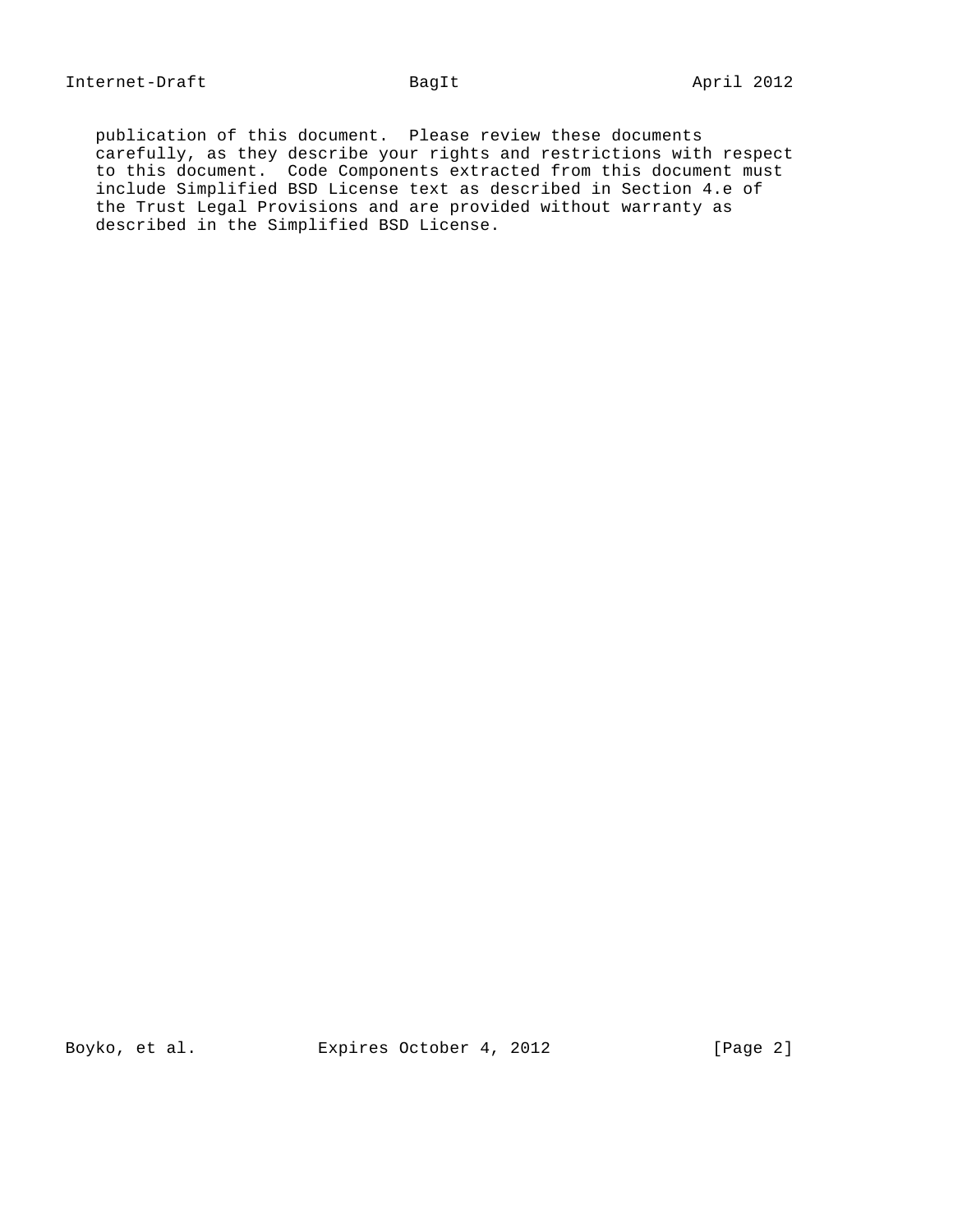publication of this document. Please review these documents carefully, as they describe your rights and restrictions with respect to this document. Code Components extracted from this document must include Simplified BSD License text as described in Section 4.e of the Trust Legal Provisions and are provided without warranty as described in the Simplified BSD License.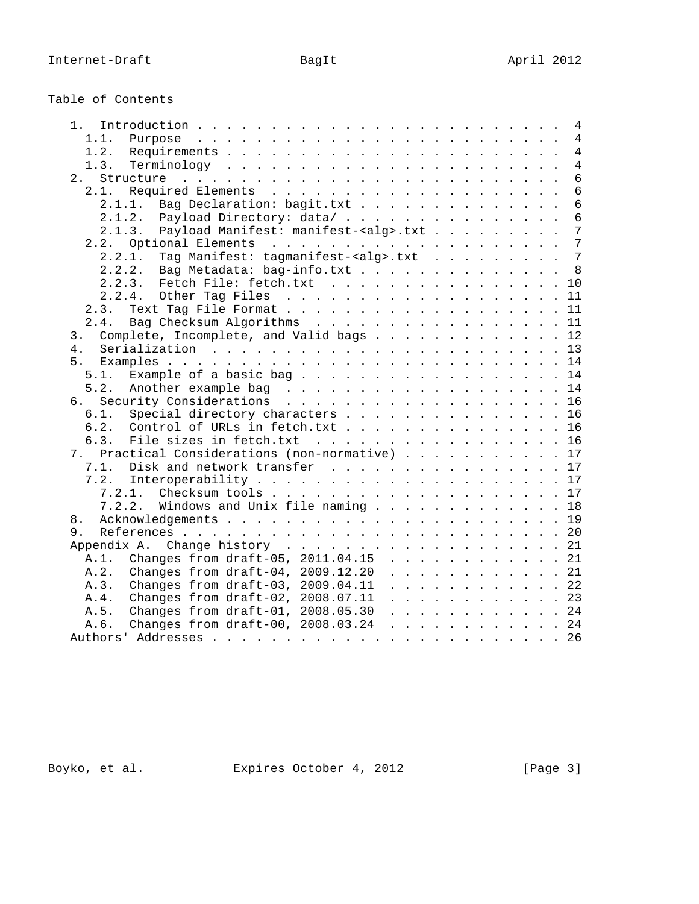## Table of Contents

```
   1.  Introduction . . . . . . . . . . . . . . . . . . . . . . . . .  4
     1.1.  Purpose  . . . . . . . . . . . . . . . . . . . . . . . . .  4
     1.2.  Requirements . . . . . . . . . . . . . . . . . . . . . . .  4
     1.3.  Terminology  . . . . . . . . . . . . . . . . . . . . . . .  4
   2.  Structure  . . . . . . . . . . . . . . . . . . . . . . . . . .  6
     2.1.  Required Elements  . . . . . . . . . . . . . . . . . . . .  6
       2.1.1.  Bag Declaration: bagit.txt . . . . . . . . . . . . . .  6
       2.1.2.  Payload Directory: data/ . . . . . . . . . . . . . . .  6
       2.1.3.  Payload Manifest: manifest-<alg>.txt . . . . . . . . .  7
     2.2.  Optional Elements  . . . . . . . . . . . . . . . . . . . .  7
       2.2.1.  Tag Manifest: tagmanifest-<alg>.txt  . . . . . . . . .  7
       2.2.2.  Bag Metadata: bag-info.txt . . . . . . . . . . . . . .  8
       2.2.3.  Fetch File: fetch.txt  . . . . . . . . . . . . . . . . 10
       2.2.4.  Other Tag Files  . . . . . . . . . . . . . . . . . . . 11
     2.3.  Text Tag File Format . . . . . . . . . . . . . . . . . . . 11
     2.4.  Bag Checksum Algorithms  . . . . . . . . . . . . . . . . . 11
   3.  Complete, Incomplete, and Valid bags . . . . . . . . . . . . . 12
   4.  Serialization  . . . . . . . . . . . . . . . . . . . . . . . . 13
   5.  Examples . . . . . . . . . . . . . . . . . . . . . . . . . . . 14
     5.1.  Example of a basic bag  . . . . . . . . . . . . . . . . . . 14
     5.2.  Another example bag  . . . . . . . . . . . . . . . . . . . 14
   6.  Security Considerations  . . . . . . . . . . . . . . . . . . . 16
     6.1.  Special directory characters . . . . . . . . . . . . . . . 16
     6.2.  Control of URLs in fetch.txt . . . . . . . . . . . . . . . 16
     6.3.  File sizes in fetch.txt  . . . . . . . . . . . . . . . . . 16
   7.  Practical Considerations (non-normative) . . . . . . . . . . . 17
     7.1.  Disk and network transfer  . . . . . . . . . . . . . . . . 17
     7.2.  Interoperability . . . . . . . . . . . . . . . . . . . . . 17
       7.2.1.  Checksum tools . . . . . . . . . . . . . . . . . . . . 17
       7.2.2.  Windows and Unix file naming . . . . . . . . . . . . . 18
   8.  Acknowledgements . . . . . . . . . . . . . . . . . . . . . . . 19
   9.  References . . . . . . . . . . . . . . . . . . . . . . . . . . 20
   Appendix A.  Change history  . . . . . . . . . . . . . . . . . . . 21
     A.1.  Changes from draft-05, 2011.04.15  . . . . . . . . . . . . 21
     A.2.  Changes from draft-04, 2009.12.20  . . . . . . . . . . . . 21
     A.3.  Changes from draft-03, 2009.04.11  . . . . . . . . . . . . 22
     A.4.  Changes from draft-02, 2008.07.11  . . . . . . . . . . . . 23
     A.5.  Changes from draft-01, 2008.05.30  . . . . . . . . . . . . 24
     A.6.  Changes from draft-00, 2008.03.24  . . . . . . . . . . . . 24
   Authors' Addresses . . . . . . . . . . . . . . . . . . . . . . . . 26
```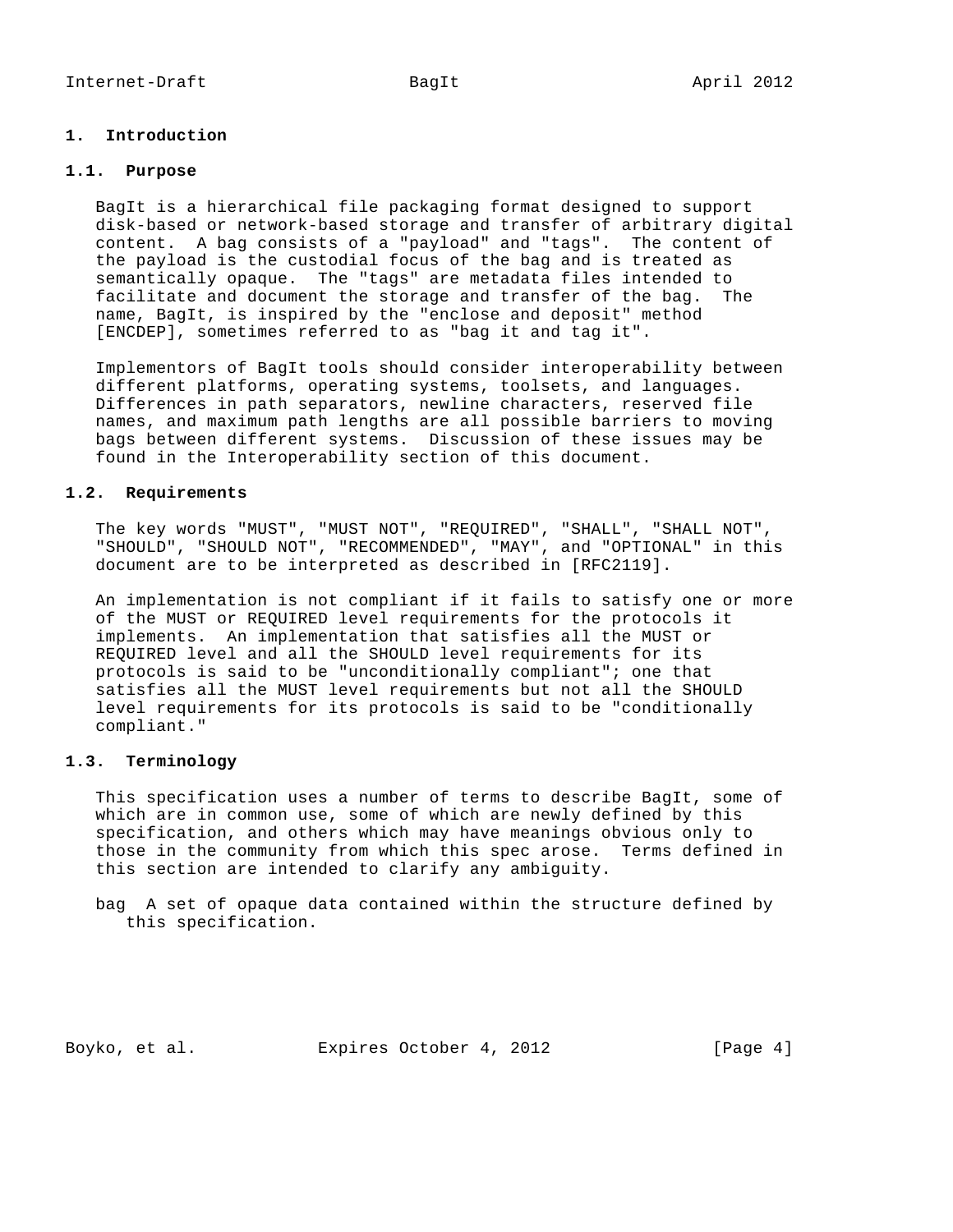# 1. Introduction

## 1.1. Purpose

BagIt is a hierarchical file packaging format designed to support disk-based or network-based storage and transfer of arbitrary digital content. A bag consists of a "payload" and "tags". The content of the payload is the custodial focus of the bag and is treated as semantically opaque. The "tags" are metadata files intended to facilitate and document the storage and transfer of the bag. The name, BagIt, is inspired by the "enclose and deposit" method [ENCDEP], sometimes referred to as "bag it and tag it".

Implementors of BagIt tools should consider interoperability between different platforms, operating systems, toolsets, and languages. Differences in path separators, newline characters, reserved file names, and maximum path lengths are all possible barriers to moving bags between different systems. Discussion of these issues may be found in the Interoperability section of this document.

## 1.2. Requirements

The key words "MUST", "MUST NOT", "REQUIRED", "SHALL", "SHALL NOT", "SHOULD", "SHOULD NOT", "RECOMMENDED", "MAY", and "OPTIONAL" in this document are to be interpreted as described in [RFC2119].

An implementation is not compliant if it fails to satisfy one or more of the MUST or REQUIRED level requirements for the protocols it implements. An implementation that satisfies all the MUST or REQUIRED level and all the SHOULD level requirements for its protocols is said to be "unconditionally compliant"; one that satisfies all the MUST level requirements but not all the SHOULD level requirements for its protocols is said to be "conditionally compliant."

## 1.3. Terminology

This specification uses a number of terms to describe BagIt, some of which are in common use, some of which are newly defined by this specification, and others which may have meanings obvious only to those in the community from which this spec arose. Terms defined in this section are intended to clarify any ambiguity.

bag  A set of opaque data contained within the structure defined by this specification.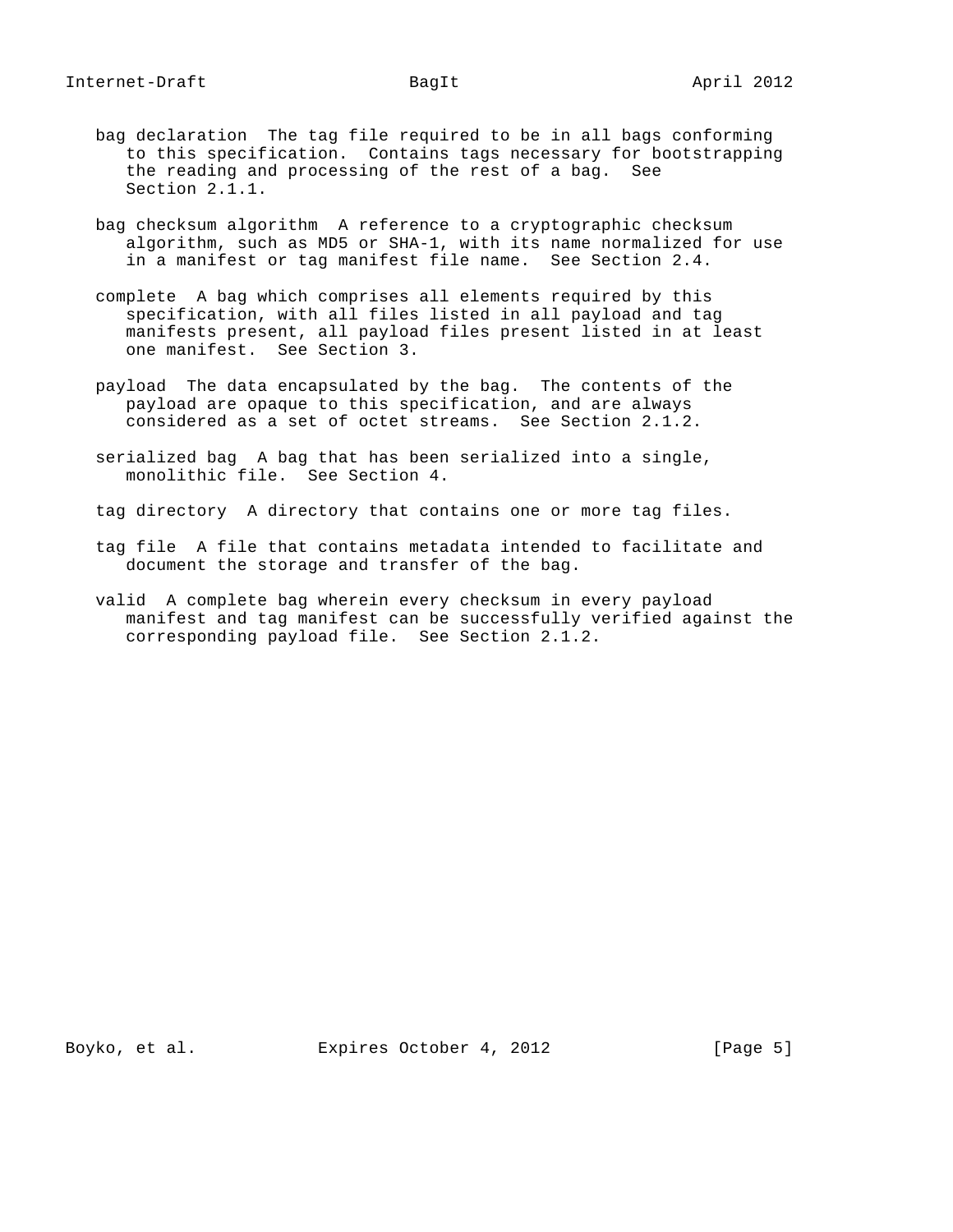bag declaration  The tag file required to be in all bags conforming to this specification.  Contains tags necessary for bootstrapping the reading and processing of the rest of a bag.  See Section 2.1.1.

bag checksum algorithm  A reference to a cryptographic checksum algorithm, such as MD5 or SHA-1, with its name normalized for use in a manifest or tag manifest file name.  See Section 2.4.

complete  A bag which comprises all elements required by this specification, with all files listed in all payload and tag manifests present, all payload files present listed in at least one manifest.  See Section 3.

payload  The data encapsulated by the bag.  The contents of the payload are opaque to this specification, and are always considered as a set of octet streams.  See Section 2.1.2.

serialized bag  A bag that has been serialized into a single, monolithic file.  See Section 4.

tag directory  A directory that contains one or more tag files.

tag file  A file that contains metadata intended to facilitate and document the storage and transfer of the bag.

valid  A complete bag wherein every checksum in every payload manifest and tag manifest can be successfully verified against the corresponding payload file.  See Section 2.1.2.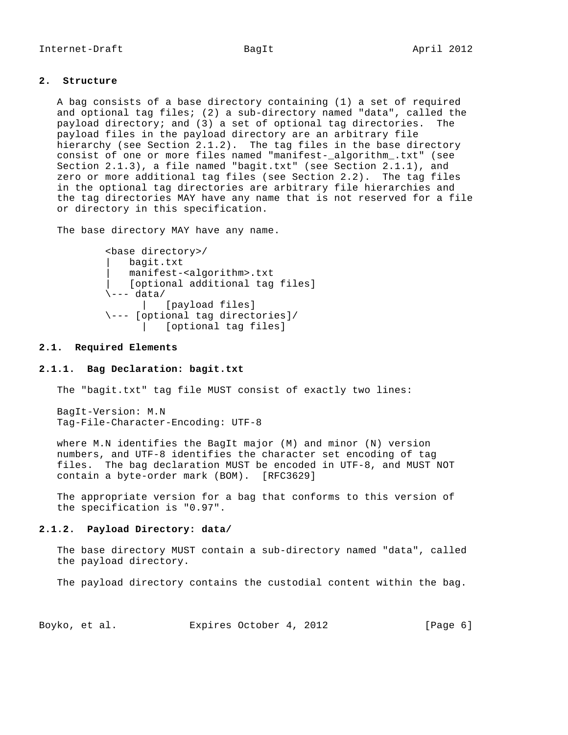## 2. Structure

A bag consists of a base directory containing (1) a set of required and optional tag files; (2) a sub-directory named "data", called the payload directory; and (3) a set of optional tag directories. The payload files in the payload directory are an arbitrary file hierarchy (see Section 2.1.2). The tag files in the base directory consist of one or more files named "manifest-_algorithm_.txt" (see Section 2.1.3), a file named "bagit.txt" (see Section 2.1.1), and zero or more additional tag files (see Section 2.2). The tag files in the optional tag directories are arbitrary file hierarchies and the tag directories MAY have any name that is not reserved for a file or directory in this specification.

The base directory MAY have any name.

```
<base directory>/
|   bagit.txt
|   manifest-<algorithm>.txt
|   [optional additional tag files]
\--- data/
      |   [payload files]
\--- [optional tag directories]/
      |   [optional tag files]
```

### 2.1. Required Elements

#### 2.1.1. Bag Declaration: bagit.txt

The "bagit.txt" tag file MUST consist of exactly two lines:

```
BagIt-Version: M.N
Tag-File-Character-Encoding: UTF-8
```

where M.N identifies the BagIt major (M) and minor (N) version numbers, and UTF-8 identifies the character set encoding of tag files. The bag declaration MUST be encoded in UTF-8, and MUST NOT contain a byte-order mark (BOM). [RFC3629]

The appropriate version for a bag that conforms to this version of the specification is "0.97".

#### 2.1.2. Payload Directory: data/

The base directory MUST contain a sub-directory named "data", called the payload directory.

The payload directory contains the custodial content within the bag.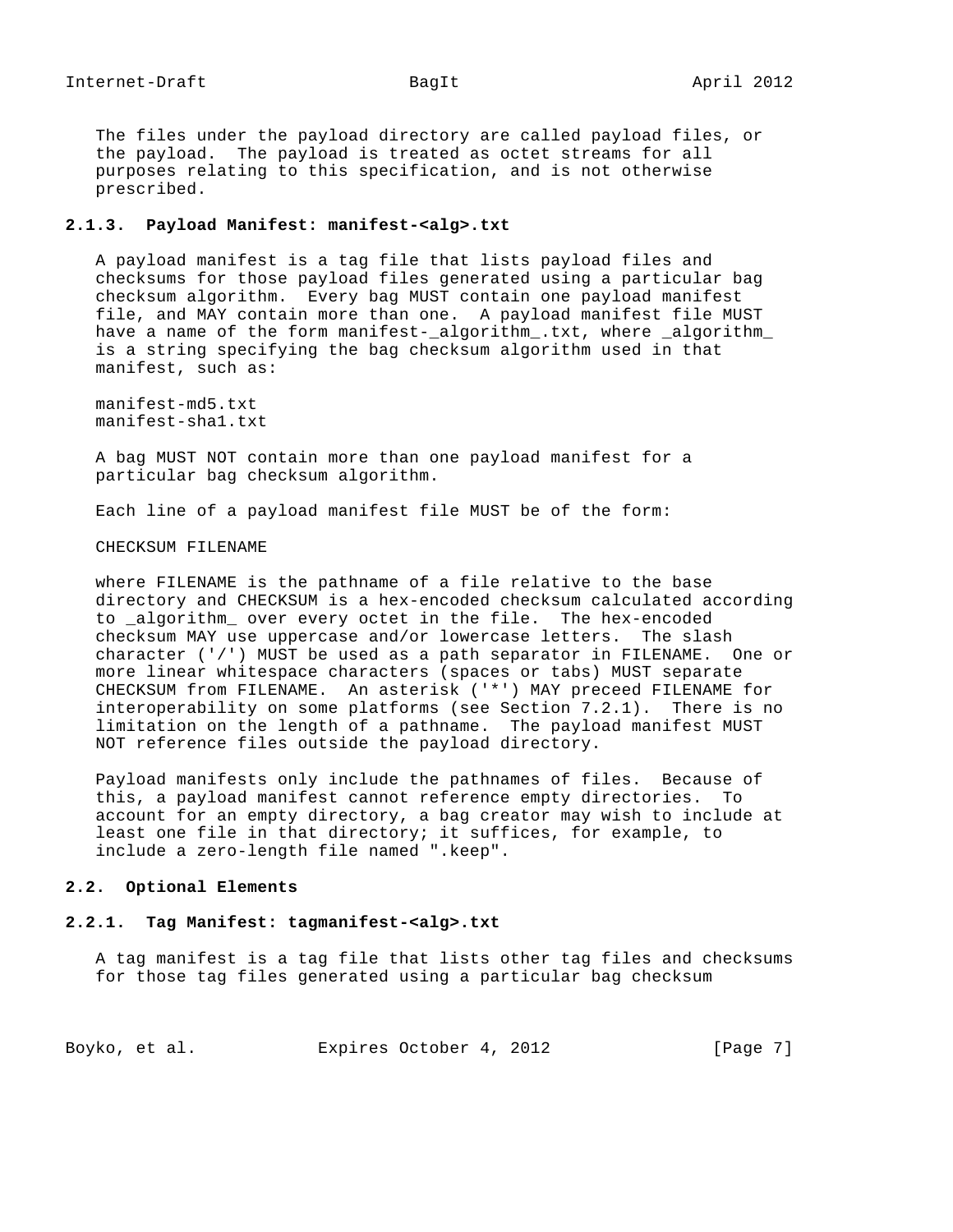The files under the payload directory are called payload files, or the payload. The payload is treated as octet streams for all purposes relating to this specification, and is not otherwise prescribed.

### 2.1.3. Payload Manifest: manifest-<alg>.txt

A payload manifest is a tag file that lists payload files and checksums for those payload files generated using a particular bag checksum algorithm. Every bag MUST contain one payload manifest file, and MAY contain more than one. A payload manifest file MUST have a name of the form manifest-_algorithm_.txt, where _algorithm_ is a string specifying the bag checksum algorithm used in that manifest, such as:

```
manifest-md5.txt
manifest-sha1.txt
```

A bag MUST NOT contain more than one payload manifest for a particular bag checksum algorithm.

Each line of a payload manifest file MUST be of the form:

```
CHECKSUM FILENAME
```

where FILENAME is the pathname of a file relative to the base directory and CHECKSUM is a hex-encoded checksum calculated according to _algorithm_ over every octet in the file. The hex-encoded checksum MAY use uppercase and/or lowercase letters. The slash character ('/') MUST be used as a path separator in FILENAME. One or more linear whitespace characters (spaces or tabs) MUST separate CHECKSUM from FILENAME. An asterisk ('*') MAY preceed FILENAME for interoperability on some platforms (see Section 7.2.1). There is no limitation on the length of a pathname. The payload manifest MUST NOT reference files outside the payload directory.

Payload manifests only include the pathnames of files. Because of this, a payload manifest cannot reference empty directories. To account for an empty directory, a bag creator may wish to include at least one file in that directory; it suffices, for example, to include a zero-length file named ".keep".

## 2.2. Optional Elements

### 2.2.1. Tag Manifest: tagmanifest-<alg>.txt

A tag manifest is a tag file that lists other tag files and checksums for those tag files generated using a particular bag checksum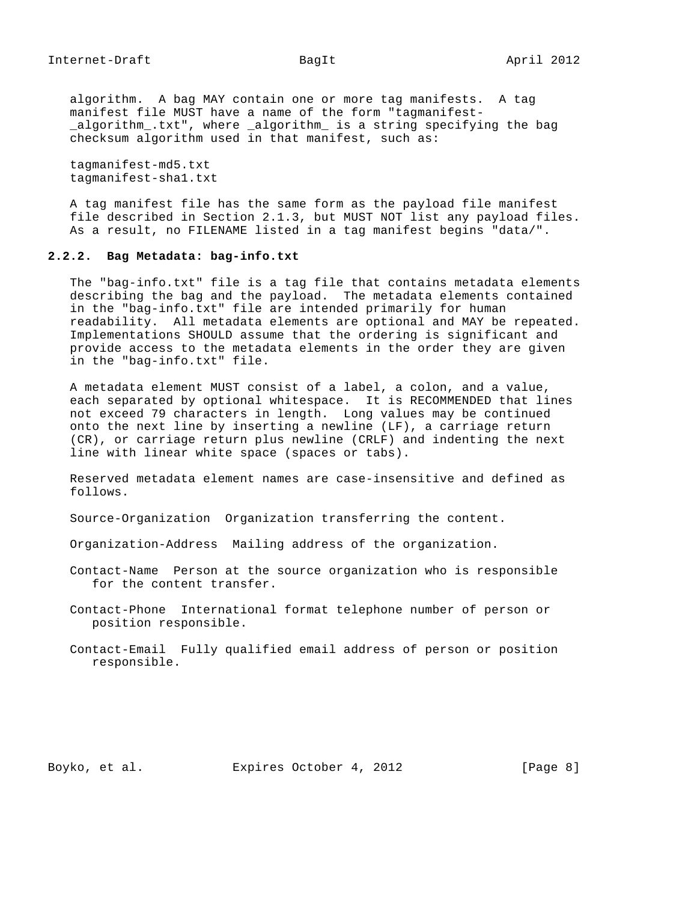algorithm. A bag MAY contain one or more tag manifests. A tag manifest file MUST have a name of the form "tagmanifest-_algorithm_.txt", where _algorithm_ is a string specifying the bag checksum algorithm used in that manifest, such as:

```
tagmanifest-md5.txt
tagmanifest-sha1.txt
```

A tag manifest file has the same form as the payload file manifest file described in Section 2.1.3, but MUST NOT list any payload files. As a result, no FILENAME listed in a tag manifest begins "data/".

### 2.2.2. Bag Metadata: bag-info.txt

The "bag-info.txt" file is a tag file that contains metadata elements describing the bag and the payload. The metadata elements contained in the "bag-info.txt" file are intended primarily for human readability. All metadata elements are optional and MAY be repeated. Implementations SHOULD assume that the ordering is significant and provide access to the metadata elements in the order they are given in the "bag-info.txt" file.

A metadata element MUST consist of a label, a colon, and a value, each separated by optional whitespace. It is RECOMMENDED that lines not exceed 79 characters in length. Long values may be continued onto the next line by inserting a newline (LF), a carriage return (CR), or carriage return plus newline (CRLF) and indenting the next line with linear white space (spaces or tabs).

Reserved metadata element names are case-insensitive and defined as follows.

Source-Organization  Organization transferring the content.

Organization-Address  Mailing address of the organization.

Contact-Name  Person at the source organization who is responsible for the content transfer.

Contact-Phone  International format telephone number of person or position responsible.

Contact-Email  Fully qualified email address of person or position responsible.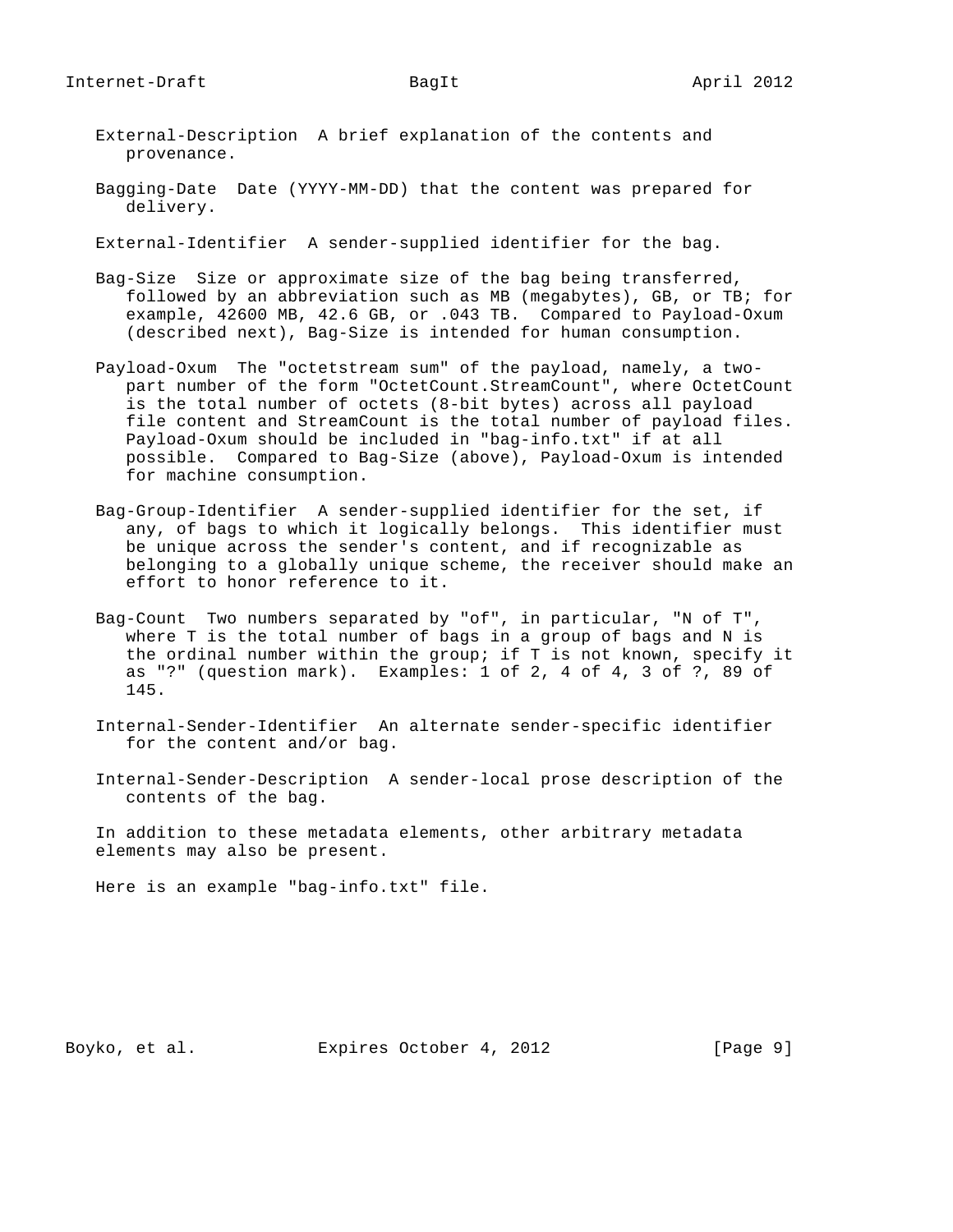External-Description  A brief explanation of the contents and provenance.

Bagging-Date  Date (YYYY-MM-DD) that the content was prepared for delivery.

External-Identifier  A sender-supplied identifier for the bag.

Bag-Size  Size or approximate size of the bag being transferred, followed by an abbreviation such as MB (megabytes), GB, or TB; for example, 42600 MB, 42.6 GB, or .043 TB.  Compared to Payload-Oxum (described next), Bag-Size is intended for human consumption.

Payload-Oxum  The "octetstream sum" of the payload, namely, a two-part number of the form "OctetCount.StreamCount", where OctetCount is the total number of octets (8-bit bytes) across all payload file content and StreamCount is the total number of payload files. Payload-Oxum should be included in "bag-info.txt" if at all possible.  Compared to Bag-Size (above), Payload-Oxum is intended for machine consumption.

Bag-Group-Identifier  A sender-supplied identifier for the set, if any, of bags to which it logically belongs.  This identifier must be unique across the sender's content, and if recognizable as belonging to a globally unique scheme, the receiver should make an effort to honor reference to it.

Bag-Count  Two numbers separated by "of", in particular, "N of T", where T is the total number of bags in a group of bags and N is the ordinal number within the group; if T is not known, specify it as "?" (question mark).  Examples: 1 of 2, 4 of 4, 3 of ?, 89 of 145.

Internal-Sender-Identifier  An alternate sender-specific identifier for the content and/or bag.

Internal-Sender-Description  A sender-local prose description of the contents of the bag.

In addition to these metadata elements, other arbitrary metadata elements may also be present.

Here is an example "bag-info.txt" file.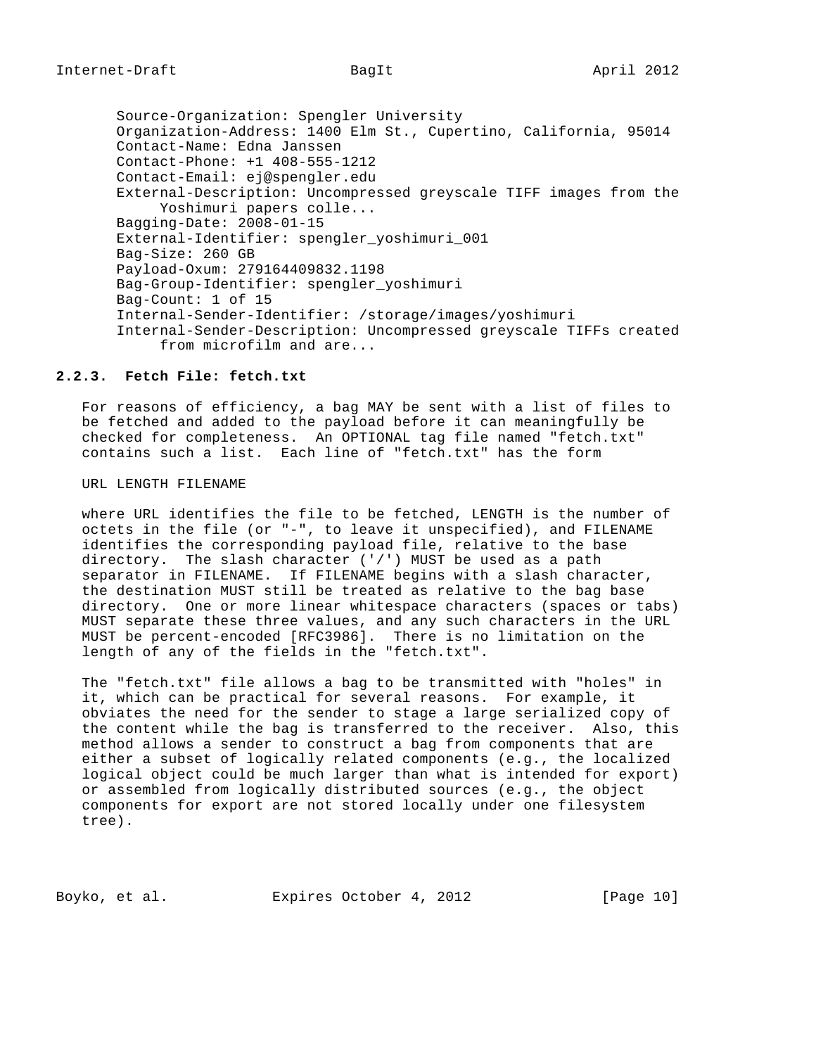```
Source-Organization: Spengler University
Organization-Address: 1400 Elm St., Cupertino, California, 95014
Contact-Name: Edna Janssen
Contact-Phone: +1 408-555-1212
Contact-Email: ej@spengler.edu
External-Description: Uncompressed greyscale TIFF images from the
     Yoshimuri papers colle...
Bagging-Date: 2008-01-15
External-Identifier: spengler_yoshimuri_001
Bag-Size: 260 GB
Payload-Oxum: 279164409832.1198
Bag-Group-Identifier: spengler_yoshimuri
Bag-Count: 1 of 15
Internal-Sender-Identifier: /storage/images/yoshimuri
Internal-Sender-Description: Uncompressed greyscale TIFFs created
     from microfilm and are...
```

### 2.2.3. Fetch File: fetch.txt

For reasons of efficiency, a bag MAY be sent with a list of files to be fetched and added to the payload before it can meaningfully be checked for completeness. An OPTIONAL tag file named "fetch.txt" contains such a list. Each line of "fetch.txt" has the form

```
URL LENGTH FILENAME
```

where URL identifies the file to be fetched, LENGTH is the number of octets in the file (or "-", to leave it unspecified), and FILENAME identifies the corresponding payload file, relative to the base directory. The slash character ('/') MUST be used as a path separator in FILENAME. If FILENAME begins with a slash character, the destination MUST still be treated as relative to the bag base directory. One or more linear whitespace characters (spaces or tabs) MUST separate these three values, and any such characters in the URL MUST be percent-encoded [RFC3986]. There is no limitation on the length of any of the fields in the "fetch.txt".

The "fetch.txt" file allows a bag to be transmitted with "holes" in it, which can be practical for several reasons. For example, it obviates the need for the sender to stage a large serialized copy of the content while the bag is transferred to the receiver. Also, this method allows a sender to construct a bag from components that are either a subset of logically related components (e.g., the localized logical object could be much larger than what is intended for export) or assembled from logically distributed sources (e.g., the object components for export are not stored locally under one filesystem tree).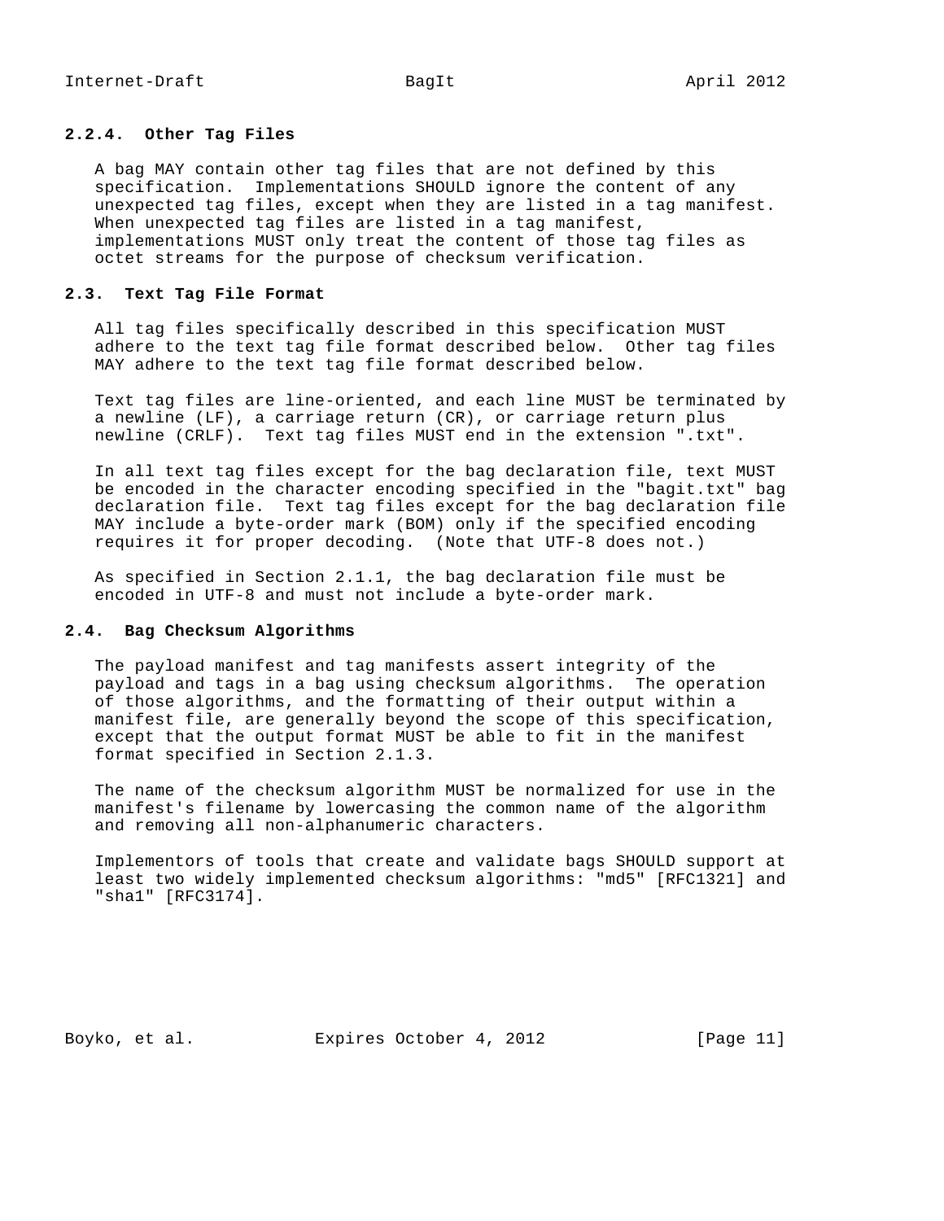### 2.2.4. Other Tag Files

A bag MAY contain other tag files that are not defined by this specification. Implementations SHOULD ignore the content of any unexpected tag files, except when they are listed in a tag manifest. When unexpected tag files are listed in a tag manifest, implementations MUST only treat the content of those tag files as octet streams for the purpose of checksum verification.

## 2.3. Text Tag File Format

All tag files specifically described in this specification MUST adhere to the text tag file format described below. Other tag files MAY adhere to the text tag file format described below.

Text tag files are line-oriented, and each line MUST be terminated by a newline (LF), a carriage return (CR), or carriage return plus newline (CRLF). Text tag files MUST end in the extension ".txt".

In all text tag files except for the bag declaration file, text MUST be encoded in the character encoding specified in the "bagit.txt" bag declaration file. Text tag files except for the bag declaration file MAY include a byte-order mark (BOM) only if the specified encoding requires it for proper decoding. (Note that UTF-8 does not.)

As specified in Section 2.1.1, the bag declaration file must be encoded in UTF-8 and must not include a byte-order mark.

## 2.4. Bag Checksum Algorithms

The payload manifest and tag manifests assert integrity of the payload and tags in a bag using checksum algorithms. The operation of those algorithms, and the formatting of their output within a manifest file, are generally beyond the scope of this specification, except that the output format MUST be able to fit in the manifest format specified in Section 2.1.3.

The name of the checksum algorithm MUST be normalized for use in the manifest's filename by lowercasing the common name of the algorithm and removing all non-alphanumeric characters.

Implementors of tools that create and validate bags SHOULD support at least two widely implemented checksum algorithms: "md5" [RFC1321] and "sha1" [RFC3174].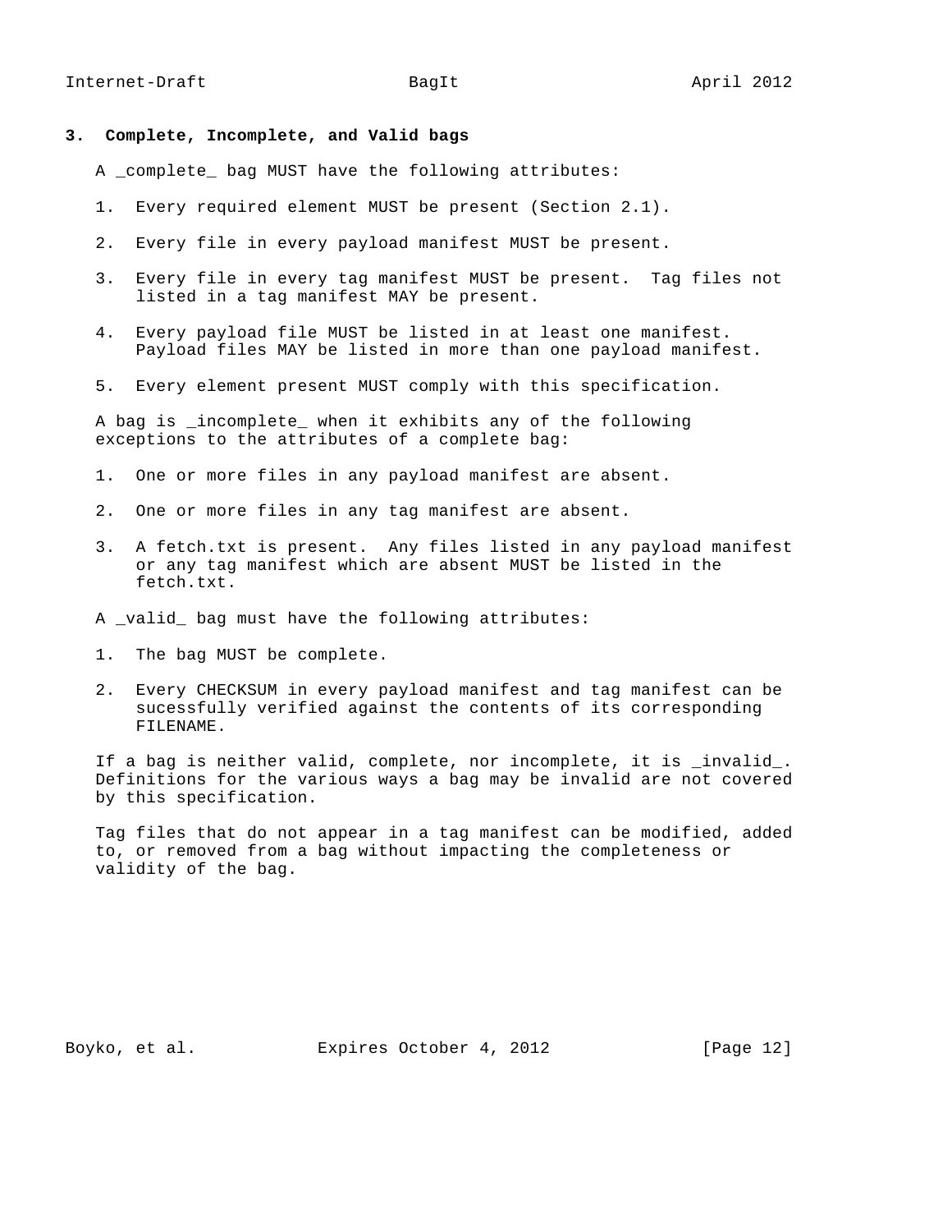## 3. Complete, Incomplete, and Valid bags

A _complete_ bag MUST have the following attributes:

1. Every required element MUST be present (Section 2.1).

2. Every file in every payload manifest MUST be present.

3. Every file in every tag manifest MUST be present. Tag files not listed in a tag manifest MAY be present.

4. Every payload file MUST be listed in at least one manifest. Payload files MAY be listed in more than one payload manifest.

5. Every element present MUST comply with this specification.

A bag is _incomplete_ when it exhibits any of the following exceptions to the attributes of a complete bag:

1. One or more files in any payload manifest are absent.

2. One or more files in any tag manifest are absent.

3. A fetch.txt is present. Any files listed in any payload manifest or any tag manifest which are absent MUST be listed in the fetch.txt.

A _valid_ bag must have the following attributes:

1. The bag MUST be complete.

2. Every CHECKSUM in every payload manifest and tag manifest can be sucessfully verified against the contents of its corresponding FILENAME.

If a bag is neither valid, complete, nor incomplete, it is _invalid_. Definitions for the various ways a bag may be invalid are not covered by this specification.

Tag files that do not appear in a tag manifest can be modified, added to, or removed from a bag without impacting the completeness or validity of the bag.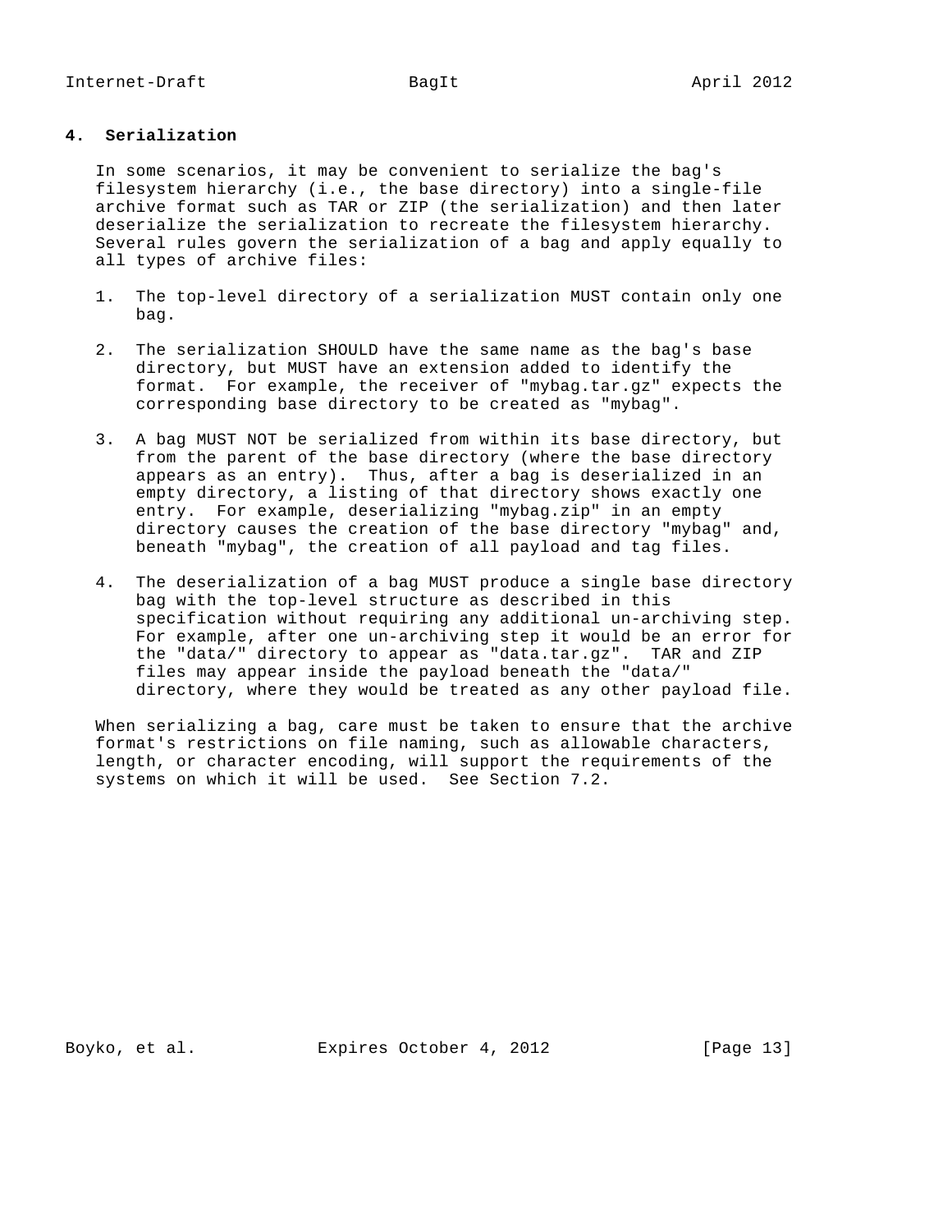## 4. Serialization

In some scenarios, it may be convenient to serialize the bag's filesystem hierarchy (i.e., the base directory) into a single-file archive format such as TAR or ZIP (the serialization) and then later deserialize the serialization to recreate the filesystem hierarchy. Several rules govern the serialization of a bag and apply equally to all types of archive files:

1. The top-level directory of a serialization MUST contain only one bag.

2. The serialization SHOULD have the same name as the bag's base directory, but MUST have an extension added to identify the format. For example, the receiver of "mybag.tar.gz" expects the corresponding base directory to be created as "mybag".

3. A bag MUST NOT be serialized from within its base directory, but from the parent of the base directory (where the base directory appears as an entry). Thus, after a bag is deserialized in an empty directory, a listing of that directory shows exactly one entry. For example, deserializing "mybag.zip" in an empty directory causes the creation of the base directory "mybag" and, beneath "mybag", the creation of all payload and tag files.

4. The deserialization of a bag MUST produce a single base directory bag with the top-level structure as described in this specification without requiring any additional un-archiving step. For example, after one un-archiving step it would be an error for the "data/" directory to appear as "data.tar.gz". TAR and ZIP files may appear inside the payload beneath the "data/" directory, where they would be treated as any other payload file.

When serializing a bag, care must be taken to ensure that the archive format's restrictions on file naming, such as allowable characters, length, or character encoding, will support the requirements of the systems on which it will be used. See Section 7.2.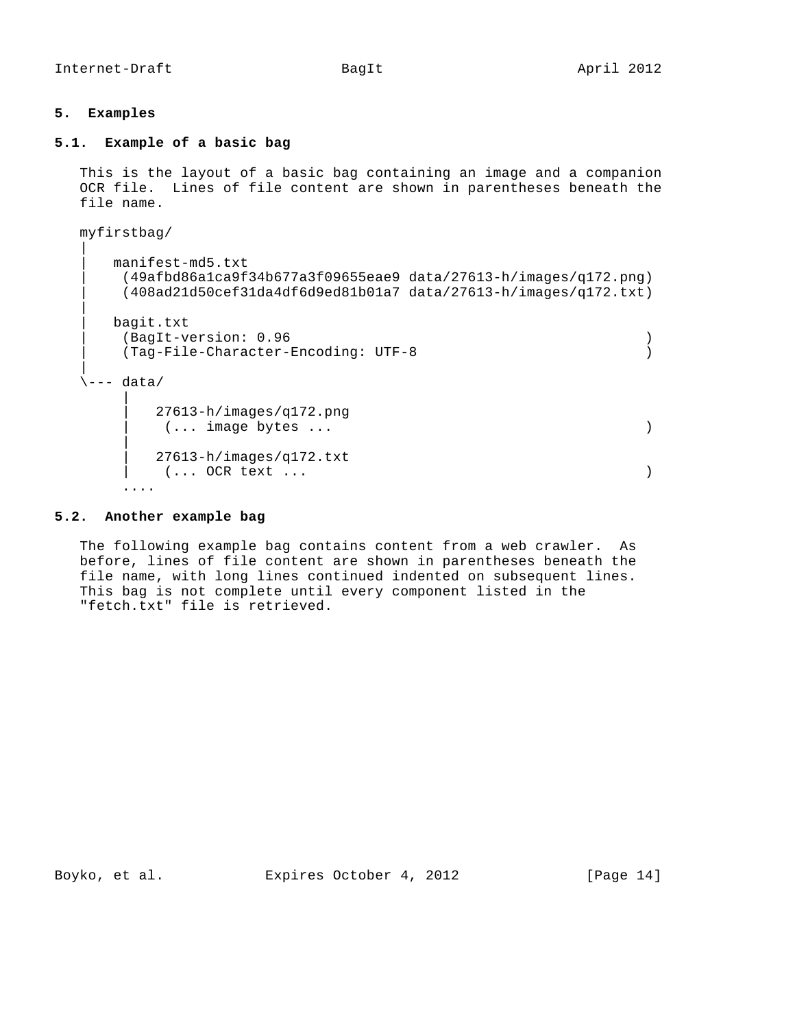## 5. Examples

### 5.1. Example of a basic bag

This is the layout of a basic bag containing an image and a companion OCR file. Lines of file content are shown in parentheses beneath the file name.

```
myfirstbag/
|
|   manifest-md5.txt
|    (49afbd86a1ca9f34b677a3f09655eae9 data/27613-h/images/q172.png)
|    (408ad21d50cef31da4df6d9ed81b01a7 data/27613-h/images/q172.txt)
|
|   bagit.txt
|    (BagIt-version: 0.96                                          )
|    (Tag-File-Character-Encoding: UTF-8                           )
|
\--- data/
      |
      |   27613-h/images/q172.png
      |    (... image bytes ...                                    )
      |
      |   27613-h/images/q172.txt
      |    (... OCR text ...                                       )
      ....
```

### 5.2. Another example bag

The following example bag contains content from a web crawler. As before, lines of file content are shown in parentheses beneath the file name, with long lines continued indented on subsequent lines. This bag is not complete until every component listed in the "fetch.txt" file is retrieved.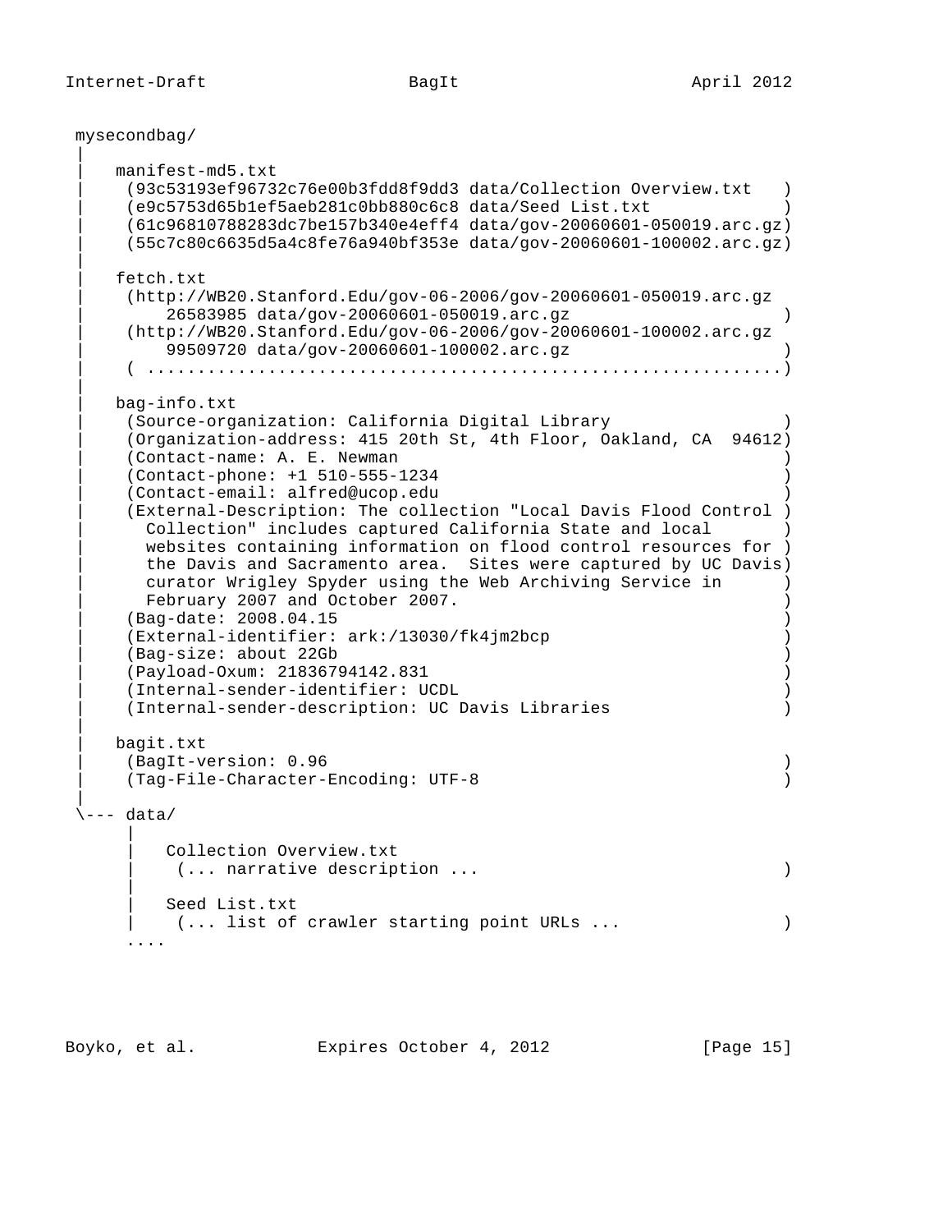```
 mysecondbag/
 |
 |   manifest-md5.txt
 |     (93c53193ef96732c76e00b3fdd8f9dd3 data/Collection Overview.txt   )
 |     (e9c5753d65b1ef5aeb281c0bb880c6c8 data/Seed List.txt             )
 |     (61c96810788283dc7be157b340e4eff4 data/gov-20060601-050019.arc.gz)
 |     (55c7c80c6635d5a4c8fe76a940bf353e data/gov-20060601-100002.arc.gz)
 |
 |   fetch.txt
 |     (http://WB20.Stanford.Edu/gov-06-2006/gov-20060601-050019.arc.gz
 |         26583985 data/gov-20060601-050019.arc.gz                     )
 |     (http://WB20.Stanford.Edu/gov-06-2006/gov-20060601-100002.arc.gz
 |         99509720 data/gov-20060601-100002.arc.gz                     )
 |     ( ...............................................................)
 |
 |   bag-info.txt
 |     (Source-organization: California Digital Library                 )
 |     (Organization-address: 415 20th St, 4th Floor, Oakland, CA  94612)
 |     (Contact-name: A. E. Newman                                      )
 |     (Contact-phone: +1 510-555-1234                                  )
 |     (Contact-email: alfred@ucop.edu                                  )
 |     (External-Description: The collection "Local Davis Flood Control )
 |       Collection" includes captured California State and local       )
 |       websites containing information on flood control resources for )
 |       the Davis and Sacramento area.  Sites were captured by UC Davis)
 |       curator Wrigley Spyder using the Web Archiving Service in      )
 |       February 2007 and October 2007.                                )
 |     (Bag-date: 2008.04.15                                            )
 |     (External-identifier: ark:/13030/fk4jm2bcp                       )
 |     (Bag-size: about 22Gb                                            )
 |     (Payload-Oxum: 21836794142.831                                   )
 |     (Internal-sender-identifier: UCDL                                )
 |     (Internal-sender-description: UC Davis Libraries                 )
 |
 |   bagit.txt
 |     (BagIt-version: 0.96                                             )
 |     (Tag-File-Character-Encoding: UTF-8                              )
 |
 \--- data/
       |
       |   Collection Overview.txt
       |     (... narrative description ...                             )
       |
       |   Seed List.txt
       |     (... list of crawler starting point URLs ...               )
       ....
```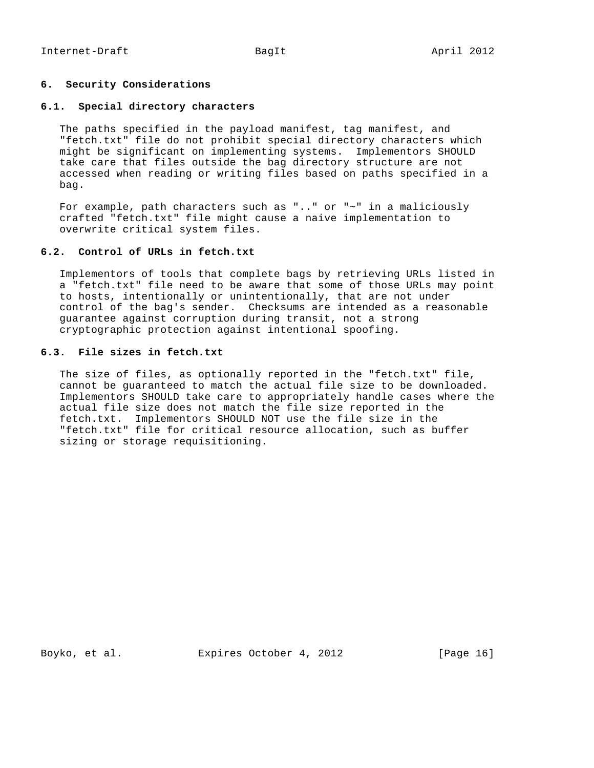## 6. Security Considerations

### 6.1. Special directory characters

The paths specified in the payload manifest, tag manifest, and "fetch.txt" file do not prohibit special directory characters which might be significant on implementing systems. Implementors SHOULD take care that files outside the bag directory structure are not accessed when reading or writing files based on paths specified in a bag.

For example, path characters such as ".." or "~" in a maliciously crafted "fetch.txt" file might cause a naive implementation to overwrite critical system files.

### 6.2. Control of URLs in fetch.txt

Implementors of tools that complete bags by retrieving URLs listed in a "fetch.txt" file need to be aware that some of those URLs may point to hosts, intentionally or unintentionally, that are not under control of the bag's sender. Checksums are intended as a reasonable guarantee against corruption during transit, not a strong cryptographic protection against intentional spoofing.

### 6.3. File sizes in fetch.txt

The size of files, as optionally reported in the "fetch.txt" file, cannot be guaranteed to match the actual file size to be downloaded. Implementors SHOULD take care to appropriately handle cases where the actual file size does not match the file size reported in the fetch.txt. Implementors SHOULD NOT use the file size in the "fetch.txt" file for critical resource allocation, such as buffer sizing or storage requisitioning.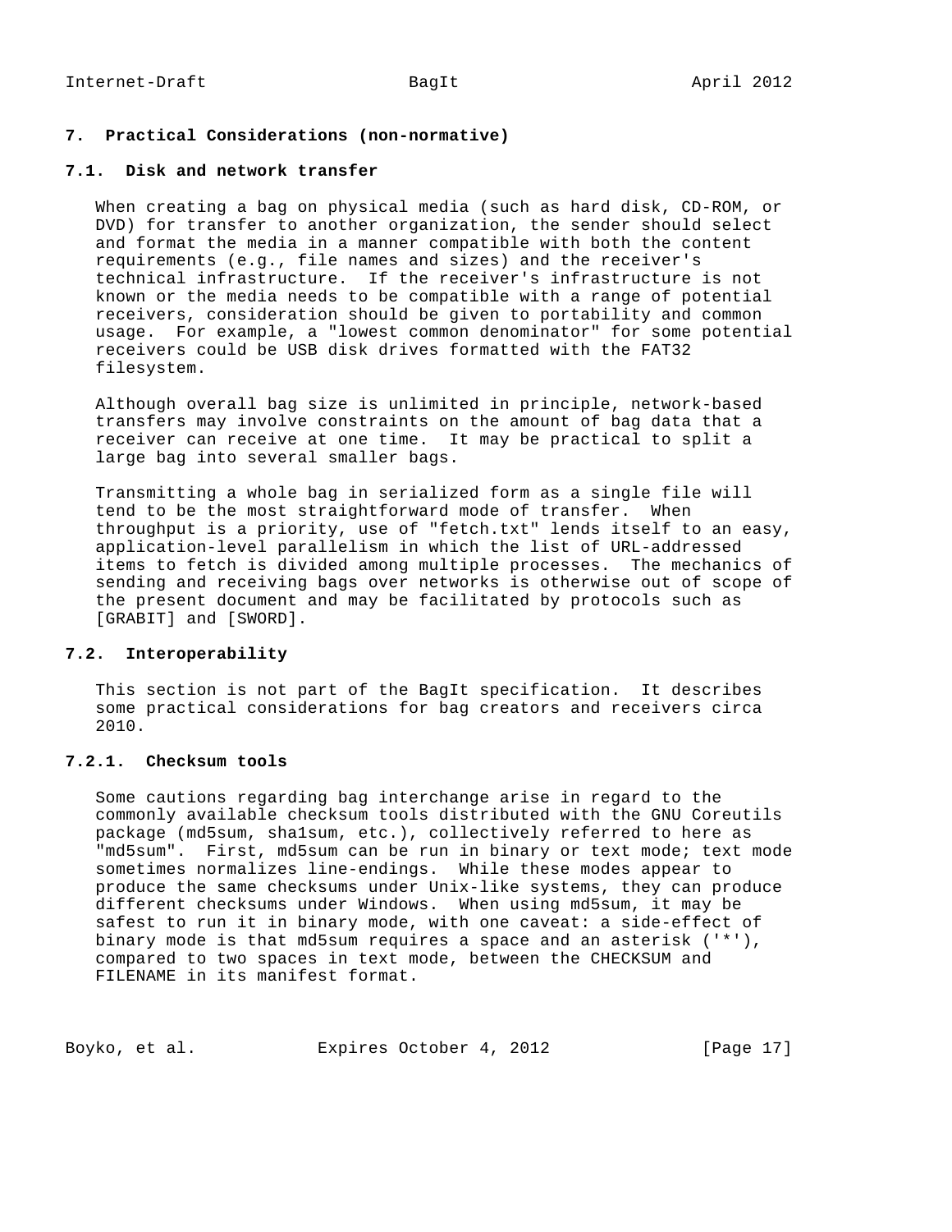## 7. Practical Considerations (non-normative)

### 7.1. Disk and network transfer

When creating a bag on physical media (such as hard disk, CD-ROM, or DVD) for transfer to another organization, the sender should select and format the media in a manner compatible with both the content requirements (e.g., file names and sizes) and the receiver's technical infrastructure. If the receiver's infrastructure is not known or the media needs to be compatible with a range of potential receivers, consideration should be given to portability and common usage. For example, a "lowest common denominator" for some potential receivers could be USB disk drives formatted with the FAT32 filesystem.

Although overall bag size is unlimited in principle, network-based transfers may involve constraints on the amount of bag data that a receiver can receive at one time. It may be practical to split a large bag into several smaller bags.

Transmitting a whole bag in serialized form as a single file will tend to be the most straightforward mode of transfer. When throughput is a priority, use of "fetch.txt" lends itself to an easy, application-level parallelism in which the list of URL-addressed items to fetch is divided among multiple processes. The mechanics of sending and receiving bags over networks is otherwise out of scope of the present document and may be facilitated by protocols such as [GRABIT] and [SWORD].

### 7.2. Interoperability

This section is not part of the BagIt specification. It describes some practical considerations for bag creators and receivers circa 2010.

#### 7.2.1. Checksum tools

Some cautions regarding bag interchange arise in regard to the commonly available checksum tools distributed with the GNU Coreutils package (md5sum, sha1sum, etc.), collectively referred to here as "md5sum". First, md5sum can be run in binary or text mode; text mode sometimes normalizes line-endings. While these modes appear to produce the same checksums under Unix-like systems, they can produce different checksums under Windows. When using md5sum, it may be safest to run it in binary mode, with one caveat: a side-effect of binary mode is that md5sum requires a space and an asterisk ('*'), compared to two spaces in text mode, between the CHECKSUM and FILENAME in its manifest format.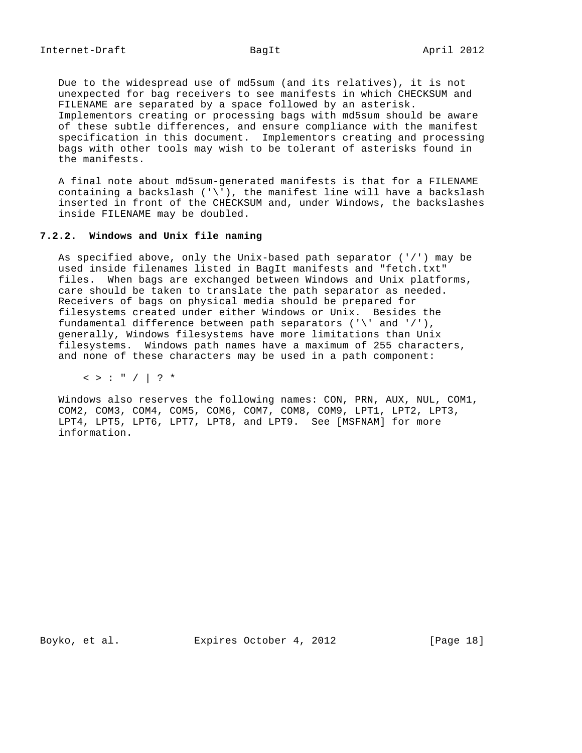Due to the widespread use of md5sum (and its relatives), it is not unexpected for bag receivers to see manifests in which CHECKSUM and FILENAME are separated by a space followed by an asterisk. Implementors creating or processing bags with md5sum should be aware of these subtle differences, and ensure compliance with the manifest specification in this document. Implementors creating and processing bags with other tools may wish to be tolerant of asterisks found in the manifests.

A final note about md5sum-generated manifests is that for a FILENAME containing a backslash ('\'), the manifest line will have a backslash inserted in front of the CHECKSUM and, under Windows, the backslashes inside FILENAME may be doubled.

### 7.2.2. Windows and Unix file naming

As specified above, only the Unix-based path separator ('/') may be used inside filenames listed in BagIt manifests and "fetch.txt" files. When bags are exchanged between Windows and Unix platforms, care should be taken to translate the path separator as needed. Receivers of bags on physical media should be prepared for filesystems created under either Windows or Unix. Besides the fundamental difference between path separators ('\' and '/'), generally, Windows filesystems have more limitations than Unix filesystems. Windows path names have a maximum of 255 characters, and none of these characters may be used in a path component:

```
< > : " / | ? *
```

Windows also reserves the following names: CON, PRN, AUX, NUL, COM1, COM2, COM3, COM4, COM5, COM6, COM7, COM8, COM9, LPT1, LPT2, LPT3, LPT4, LPT5, LPT6, LPT7, LPT8, and LPT9. See [MSFNAM] for more information.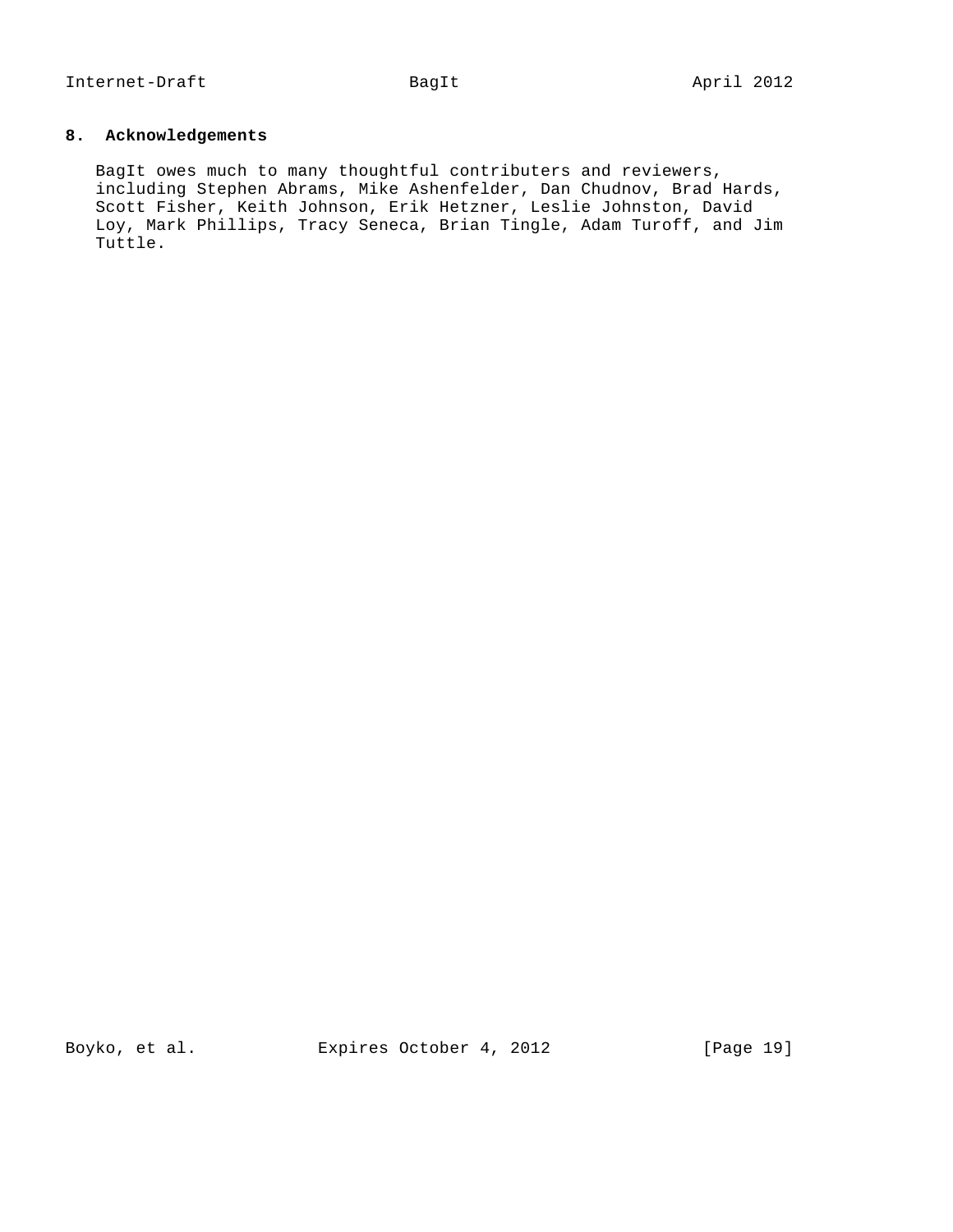## 8. Acknowledgements

BagIt owes much to many thoughtful contributers and reviewers, including Stephen Abrams, Mike Ashenfelder, Dan Chudnov, Brad Hards, Scott Fisher, Keith Johnson, Erik Hetzner, Leslie Johnston, David Loy, Mark Phillips, Tracy Seneca, Brian Tingle, Adam Turoff, and Jim Tuttle.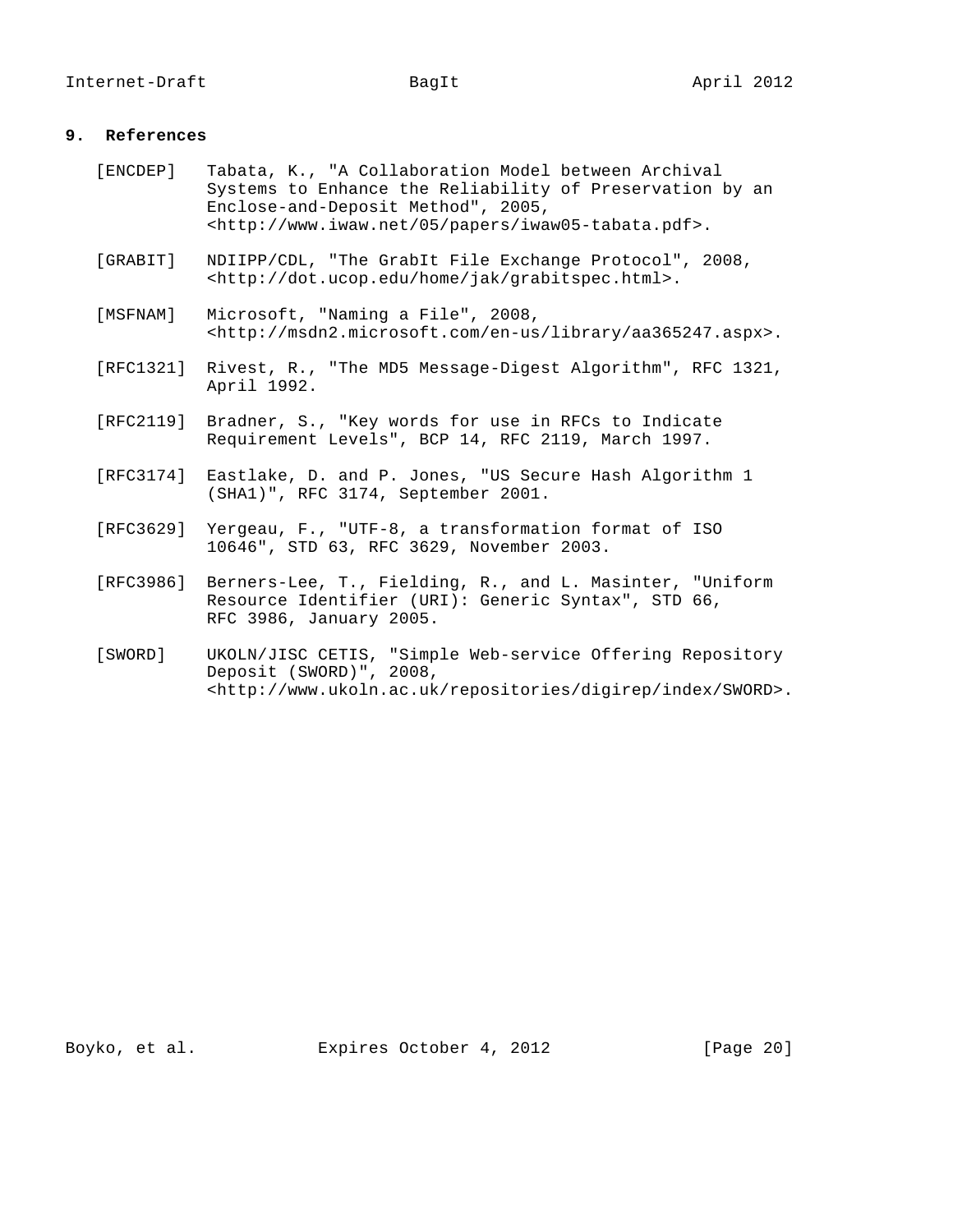## 9. References

[ENCDEP] Tabata, K., "A Collaboration Model between Archival Systems to Enhance the Reliability of Preservation by an Enclose-and-Deposit Method", 2005, <http://www.iwaw.net/05/papers/iwaw05-tabata.pdf>.

[GRABIT] NDIIPP/CDL, "The GrabIt File Exchange Protocol", 2008, <http://dot.ucop.edu/home/jak/grabitspec.html>.

[MSFNAM] Microsoft, "Naming a File", 2008, <http://msdn2.microsoft.com/en-us/library/aa365247.aspx>.

[RFC1321] Rivest, R., "The MD5 Message-Digest Algorithm", RFC 1321, April 1992.

[RFC2119] Bradner, S., "Key words for use in RFCs to Indicate Requirement Levels", BCP 14, RFC 2119, March 1997.

[RFC3174] Eastlake, D. and P. Jones, "US Secure Hash Algorithm 1 (SHA1)", RFC 3174, September 2001.

[RFC3629] Yergeau, F., "UTF-8, a transformation format of ISO 10646", STD 63, RFC 3629, November 2003.

[RFC3986] Berners-Lee, T., Fielding, R., and L. Masinter, "Uniform Resource Identifier (URI): Generic Syntax", STD 66, RFC 3986, January 2005.

[SWORD] UKOLN/JISC CETIS, "Simple Web-service Offering Repository Deposit (SWORD)", 2008, <http://www.ukoln.ac.uk/repositories/digirep/index/SWORD>.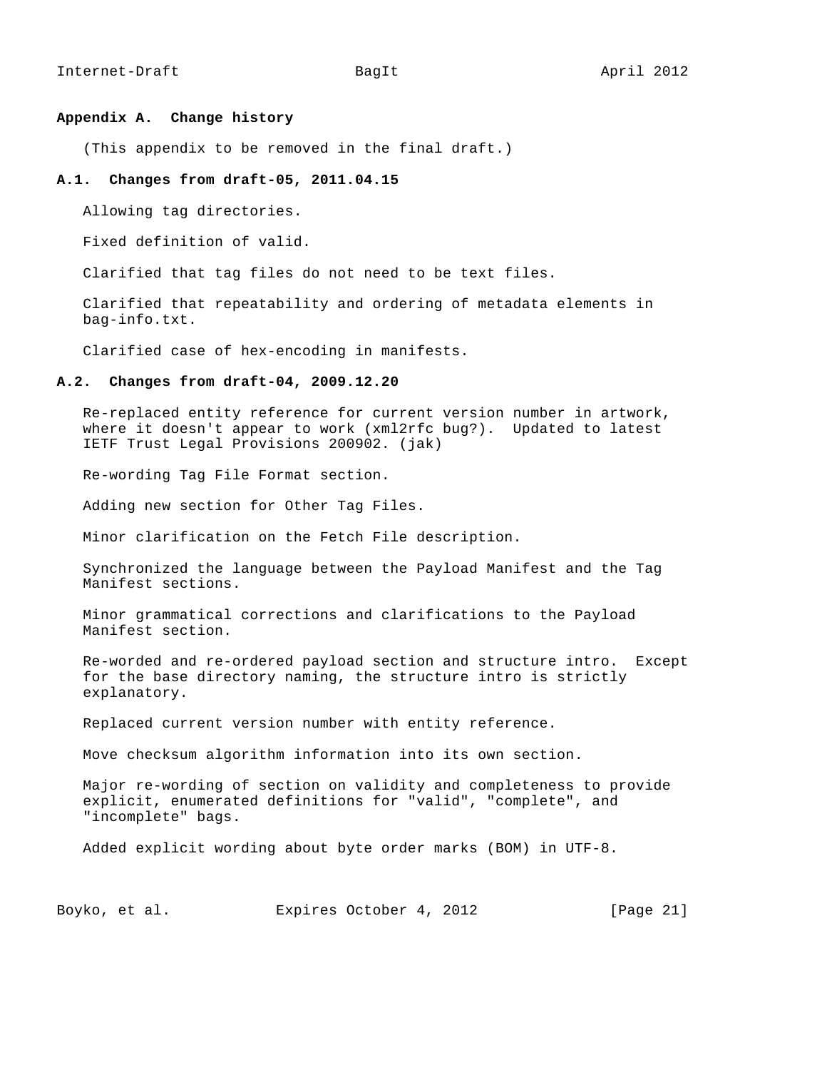## Appendix A. Change history

(This appendix to be removed in the final draft.)

### A.1. Changes from draft-05, 2011.04.15

Allowing tag directories.

Fixed definition of valid.

Clarified that tag files do not need to be text files.

Clarified that repeatability and ordering of metadata elements in bag-info.txt.

Clarified case of hex-encoding in manifests.

### A.2. Changes from draft-04, 2009.12.20

Re-replaced entity reference for current version number in artwork, where it doesn't appear to work (xml2rfc bug?). Updated to latest IETF Trust Legal Provisions 200902. (jak)

Re-wording Tag File Format section.

Adding new section for Other Tag Files.

Minor clarification on the Fetch File description.

Synchronized the language between the Payload Manifest and the Tag Manifest sections.

Minor grammatical corrections and clarifications to the Payload Manifest section.

Re-worded and re-ordered payload section and structure intro. Except for the base directory naming, the structure intro is strictly explanatory.

Replaced current version number with entity reference.

Move checksum algorithm information into its own section.

Major re-wording of section on validity and completeness to provide explicit, enumerated definitions for "valid", "complete", and "incomplete" bags.

Added explicit wording about byte order marks (BOM) in UTF-8.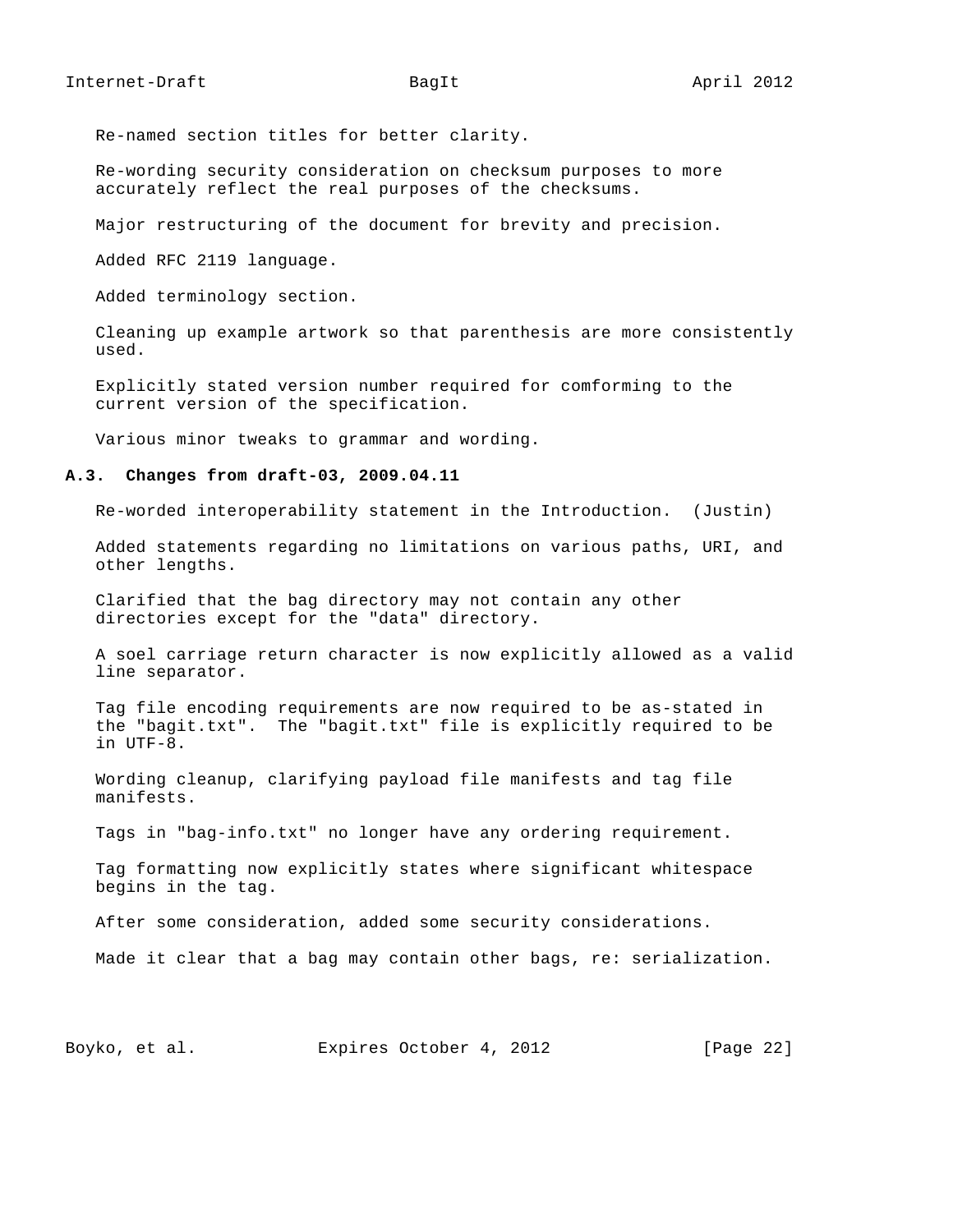Re-named section titles for better clarity.

Re-wording security consideration on checksum purposes to more accurately reflect the real purposes of the checksums.

Major restructuring of the document for brevity and precision.

Added RFC 2119 language.

Added terminology section.

Cleaning up example artwork so that parenthesis are more consistently used.

Explicitly stated version number required for comforming to the current version of the specification.

Various minor tweaks to grammar and wording.

### A.3. Changes from draft-03, 2009.04.11

Re-worded interoperability statement in the Introduction. (Justin)

Added statements regarding no limitations on various paths, URI, and other lengths.

Clarified that the bag directory may not contain any other directories except for the "data" directory.

A soel carriage return character is now explicitly allowed as a valid line separator.

Tag file encoding requirements are now required to be as-stated in the "bagit.txt". The "bagit.txt" file is explicitly required to be in UTF-8.

Wording cleanup, clarifying payload file manifests and tag file manifests.

Tags in "bag-info.txt" no longer have any ordering requirement.

Tag formatting now explicitly states where significant whitespace begins in the tag.

After some consideration, added some security considerations.

Made it clear that a bag may contain other bags, re: serialization.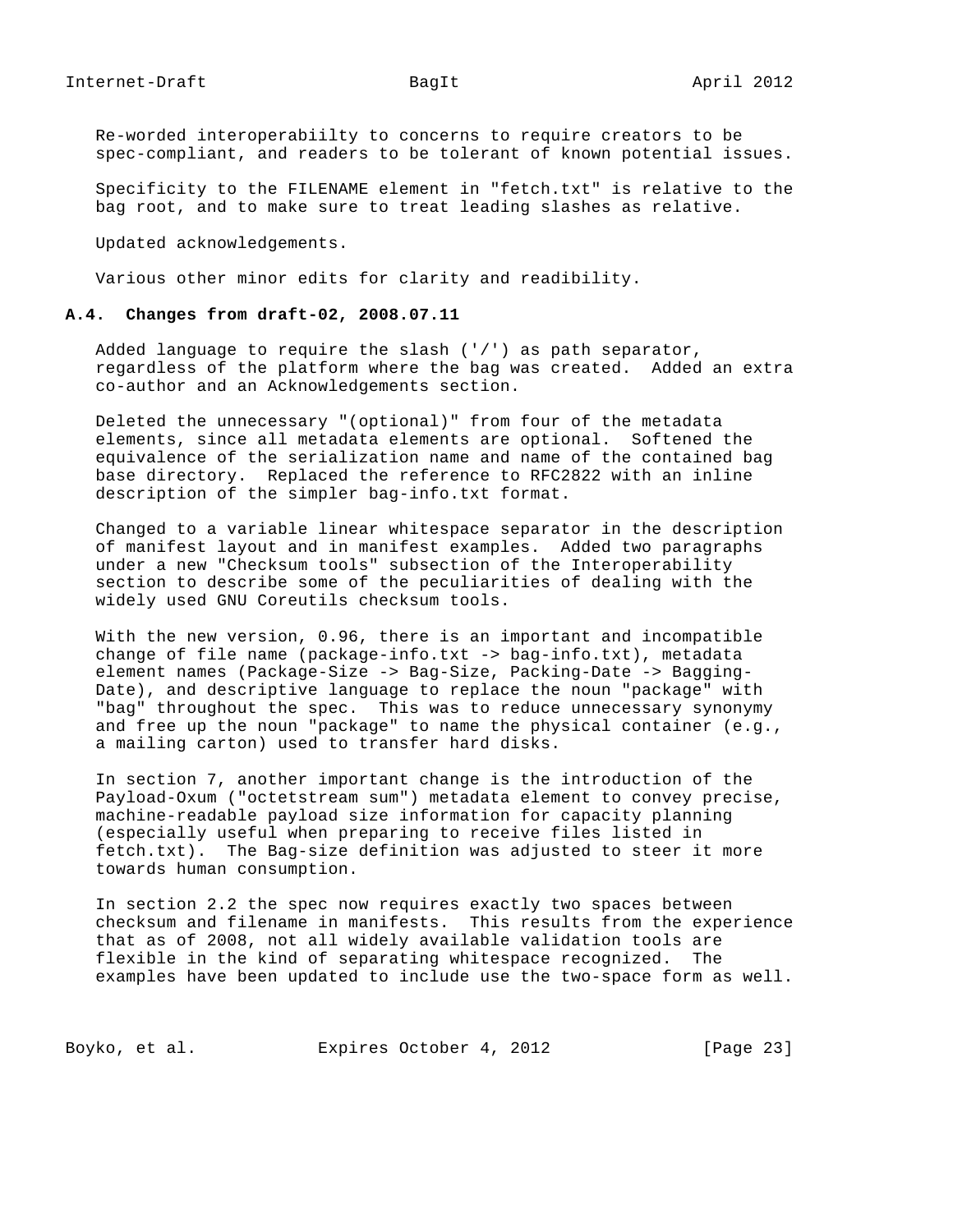Re-worded interoperabiilty to concerns to require creators to be spec-compliant, and readers to be tolerant of known potential issues.

Specificity to the FILENAME element in "fetch.txt" is relative to the bag root, and to make sure to treat leading slashes as relative.

Updated acknowledgements.

Various other minor edits for clarity and readibility.

### A.4. Changes from draft-02, 2008.07.11

Added language to require the slash ('/') as path separator, regardless of the platform where the bag was created. Added an extra co-author and an Acknowledgements section.

Deleted the unnecessary "(optional)" from four of the metadata elements, since all metadata elements are optional. Softened the equivalence of the serialization name and name of the contained bag base directory. Replaced the reference to RFC2822 with an inline description of the simpler bag-info.txt format.

Changed to a variable linear whitespace separator in the description of manifest layout and in manifest examples. Added two paragraphs under a new "Checksum tools" subsection of the Interoperability section to describe some of the peculiarities of dealing with the widely used GNU Coreutils checksum tools.

With the new version, 0.96, there is an important and incompatible change of file name (package-info.txt -> bag-info.txt), metadata element names (Package-Size -> Bag-Size, Packing-Date -> Bagging-Date), and descriptive language to replace the noun "package" with "bag" throughout the spec. This was to reduce unnecessary synonymy and free up the noun "package" to name the physical container (e.g., a mailing carton) used to transfer hard disks.

In section 7, another important change is the introduction of the Payload-Oxum ("octetstream sum") metadata element to convey precise, machine-readable payload size information for capacity planning (especially useful when preparing to receive files listed in fetch.txt). The Bag-size definition was adjusted to steer it more towards human consumption.

In section 2.2 the spec now requires exactly two spaces between checksum and filename in manifests. This results from the experience that as of 2008, not all widely available validation tools are flexible in the kind of separating whitespace recognized. The examples have been updated to include use the two-space form as well.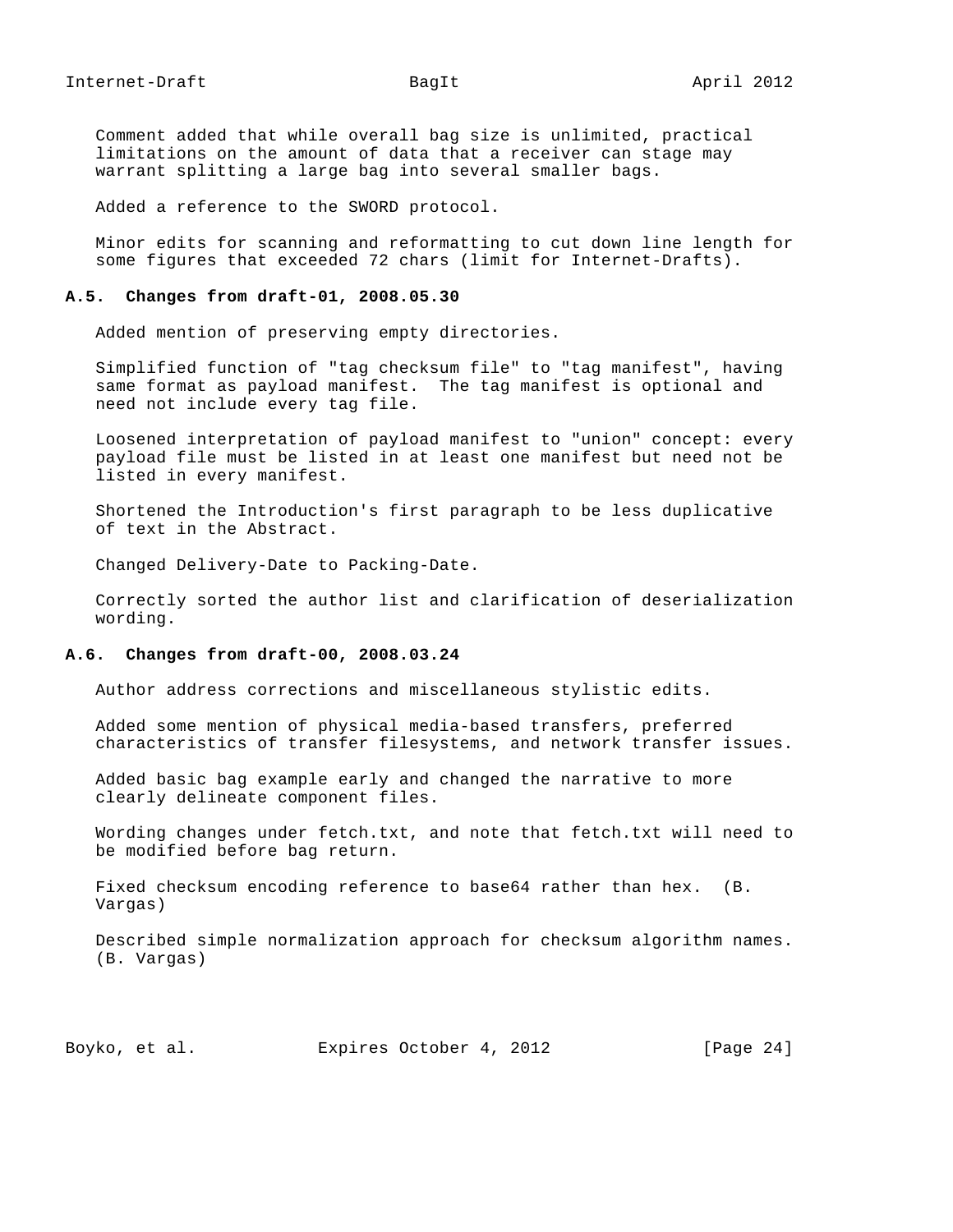Comment added that while overall bag size is unlimited, practical limitations on the amount of data that a receiver can stage may warrant splitting a large bag into several smaller bags.

Added a reference to the SWORD protocol.

Minor edits for scanning and reformatting to cut down line length for some figures that exceeded 72 chars (limit for Internet-Drafts).

### A.5. Changes from draft-01, 2008.05.30

Added mention of preserving empty directories.

Simplified function of "tag checksum file" to "tag manifest", having same format as payload manifest. The tag manifest is optional and need not include every tag file.

Loosened interpretation of payload manifest to "union" concept: every payload file must be listed in at least one manifest but need not be listed in every manifest.

Shortened the Introduction's first paragraph to be less duplicative of text in the Abstract.

Changed Delivery-Date to Packing-Date.

Correctly sorted the author list and clarification of deserialization wording.

### A.6. Changes from draft-00, 2008.03.24

Author address corrections and miscellaneous stylistic edits.

Added some mention of physical media-based transfers, preferred characteristics of transfer filesystems, and network transfer issues.

Added basic bag example early and changed the narrative to more clearly delineate component files.

Wording changes under fetch.txt, and note that fetch.txt will need to be modified before bag return.

Fixed checksum encoding reference to base64 rather than hex. (B. Vargas)

Described simple normalization approach for checksum algorithm names. (B. Vargas)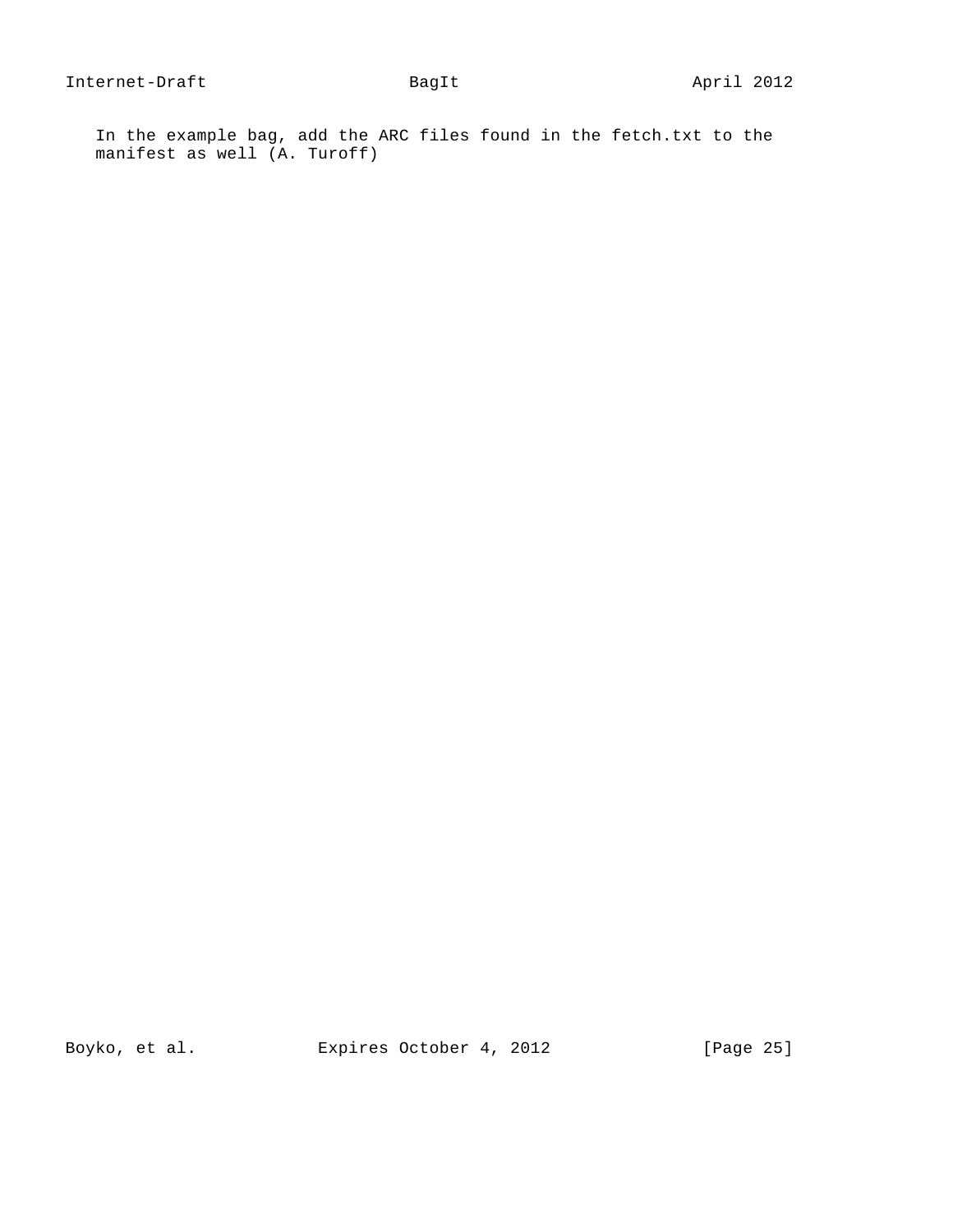In the example bag, add the ARC files found in the fetch.txt to the manifest as well (A. Turoff)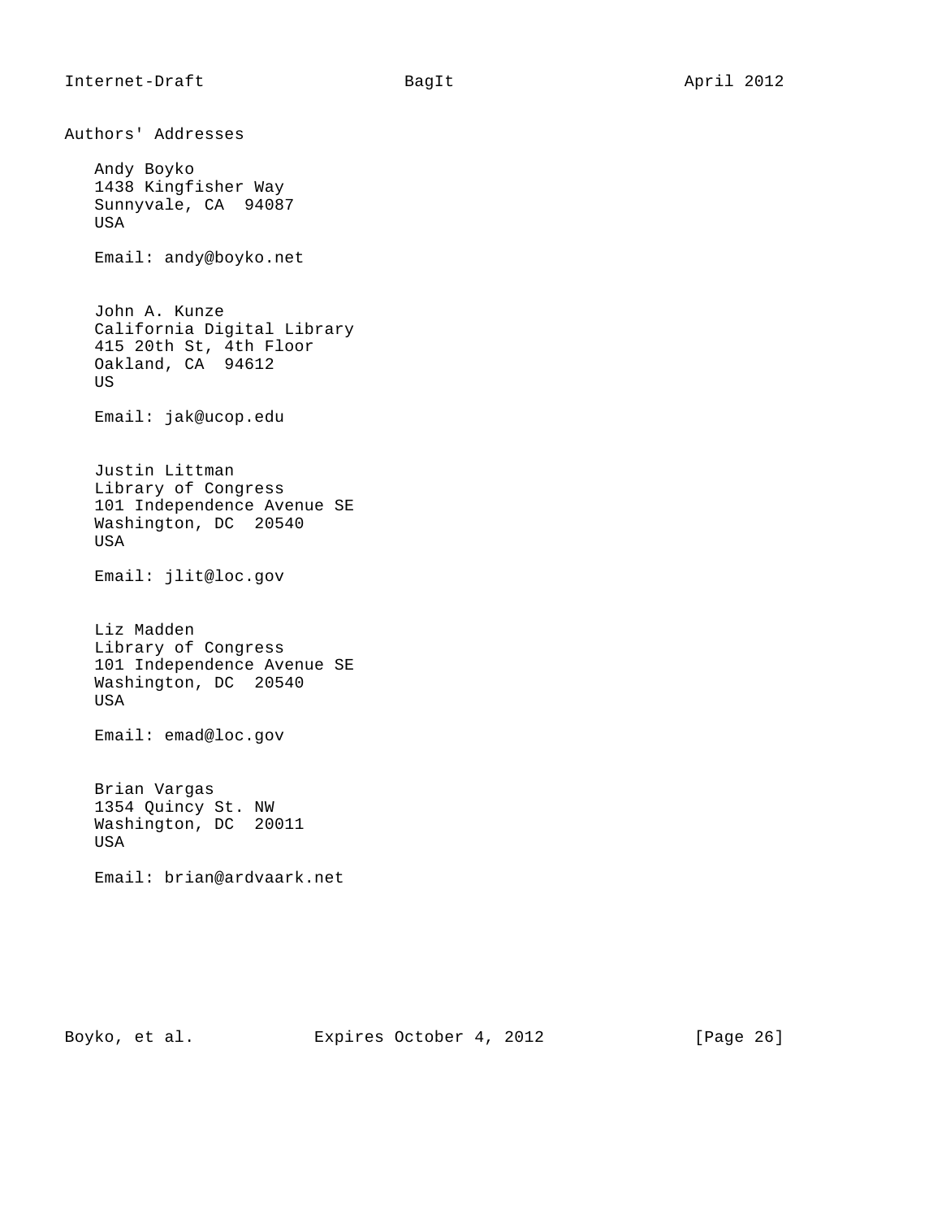## Authors' Addresses

Andy Boyko
1438 Kingfisher Way
Sunnyvale, CA  94087
USA

Email: andy@boyko.net

John A. Kunze
California Digital Library
415 20th St, 4th Floor
Oakland, CA  94612
US

Email: jak@ucop.edu

Justin Littman
Library of Congress
101 Independence Avenue SE
Washington, DC  20540
USA

Email: jlit@loc.gov

Liz Madden
Library of Congress
101 Independence Avenue SE
Washington, DC  20540
USA

Email: emad@loc.gov

Brian Vargas
1354 Quincy St. NW
Washington, DC  20011
USA

Email: brian@ardvaark.net